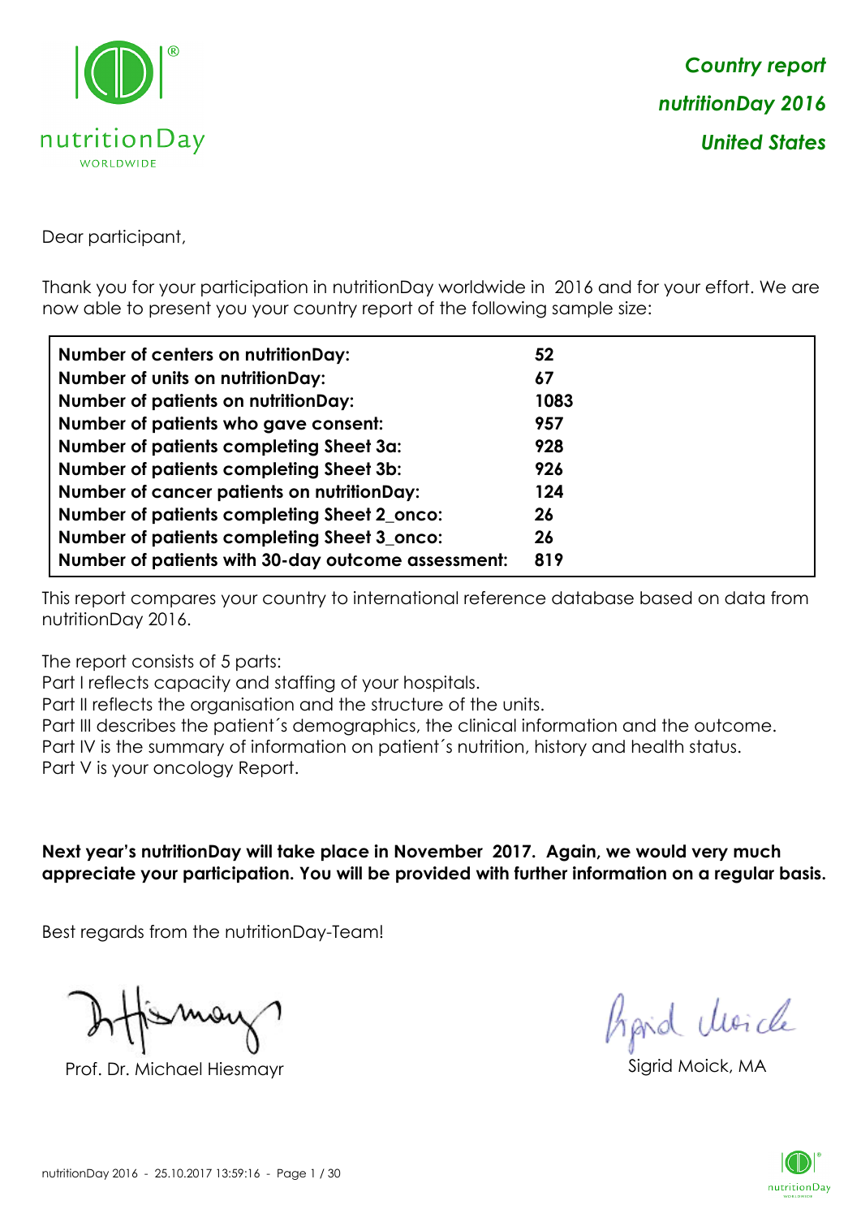*Country report*

*nutritionDay 2016*

*United States*

Dear participant,

Thank you for your participation in nutritionDay worldwide in 2016 and for your effort. We are now able to present you your country report of the following sample size:

| | |
|---|---|
| **Number of centers on nutritionDay:** | **52** |
| **Number of units on nutritionDay:** | **67** |
| **Number of patients on nutritionDay:** | **1083** |
| **Number of patients who gave consent:** | **957** |
| **Number of patients completing Sheet 3a:** | **928** |
| **Number of patients completing Sheet 3b:** | **926** |
| **Number of cancer patients on nutritionDay:** | **124** |
| **Number of patients completing Sheet 2_onco:** | **26** |
| **Number of patients completing Sheet 3_onco:** | **26** |
| **Number of patients with 30-day outcome assessment:** | **819** |

This report compares your country to international reference database based on data from nutritionDay 2016.

The report consists of 5 parts:
Part I reflects capacity and staffing of your hospitals.
Part II reflects the organisation and the structure of the units.
Part III describes the patient´s demographics, the clinical information and the outcome.
Part IV is the summary of information on patient´s nutrition, history and health status.
Part V is your oncology Report.

**Next year's nutritionDay will take place in November 2017. Again, we would very much appreciate your participation. You will be provided with further information on a regular basis.**

Best regards from the nutritionDay-Team!

Prof. Dr. Michael Hiesmayr

Sigrid Moick, MA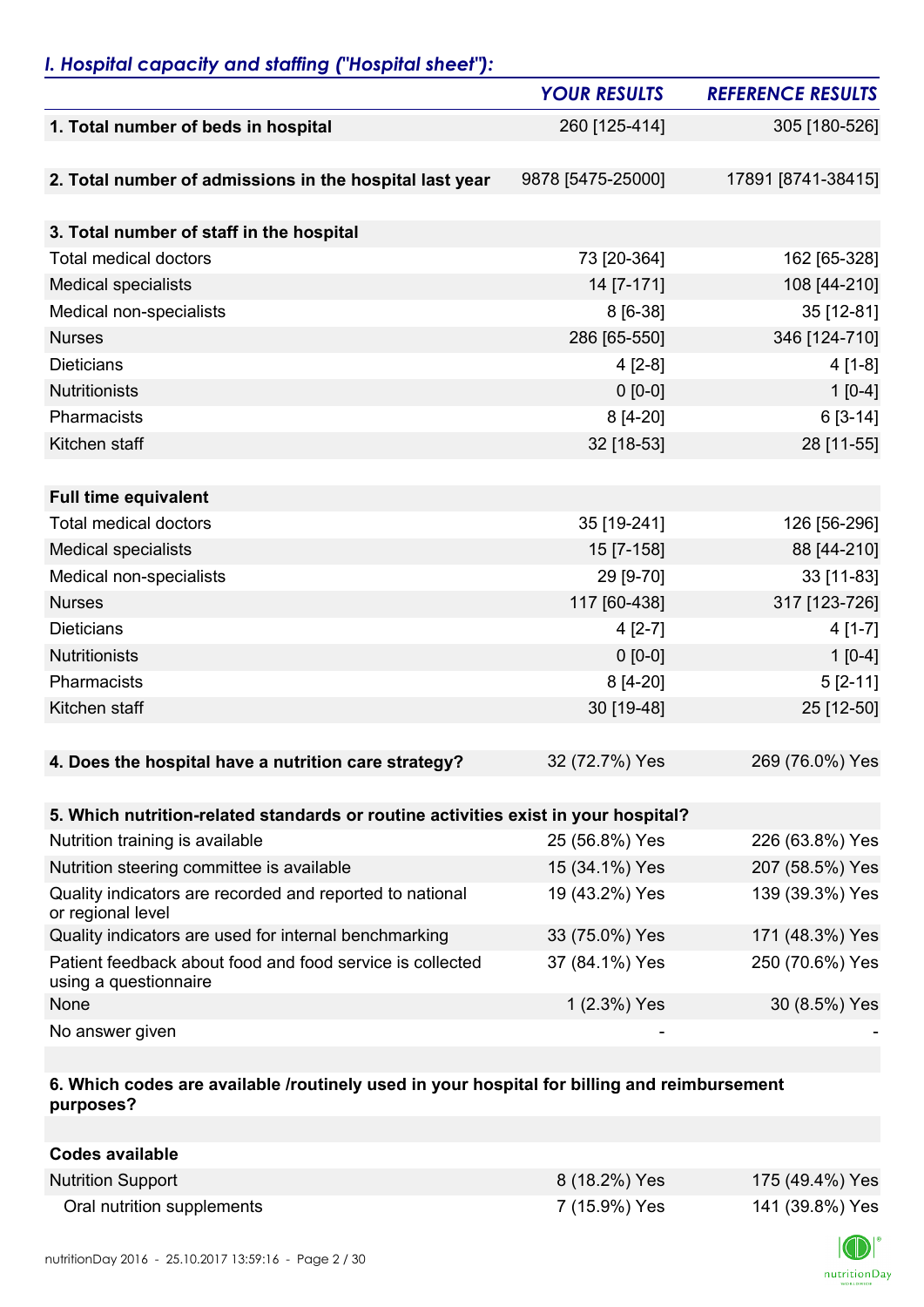## *I. Hospital capacity and staffing ("Hospital sheet"):*

| | *YOUR RESULTS* | *REFERENCE RESULTS* |
|---|---|---|
| **1. Total number of beds in hospital** | 260 [125-414] | 305 [180-526] |
| **2. Total number of admissions in the hospital last year** | 9878 [5475-25000] | 17891 [8741-38415] |
| **3. Total number of staff in the hospital** | | |
| Total medical doctors | 73 [20-364] | 162 [65-328] |
| Medical specialists | 14 [7-171] | 108 [44-210] |
| Medical non-specialists | 8 [6-38] | 35 [12-81] |
| Nurses | 286 [65-550] | 346 [124-710] |
| Dieticians | 4 [2-8] | 4 [1-8] |
| Nutritionists | 0 [0-0] | 1 [0-4] |
| Pharmacists | 8 [4-20] | 6 [3-14] |
| Kitchen staff | 32 [18-53] | 28 [11-55] |
| **Full time equivalent** | | |
| Total medical doctors | 35 [19-241] | 126 [56-296] |
| Medical specialists | 15 [7-158] | 88 [44-210] |
| Medical non-specialists | 29 [9-70] | 33 [11-83] |
| Nurses | 117 [60-438] | 317 [123-726] |
| Dieticians | 4 [2-7] | 4 [1-7] |
| Nutritionists | 0 [0-0] | 1 [0-4] |
| Pharmacists | 8 [4-20] | 5 [2-11] |
| Kitchen staff | 30 [19-48] | 25 [12-50] |
| **4. Does the hospital have a nutrition care strategy?** | 32 (72.7%) Yes | 269 (76.0%) Yes |
| **5. Which nutrition-related standards or routine activities exist in your hospital?** | | |
| Nutrition training is available | 25 (56.8%) Yes | 226 (63.8%) Yes |
| Nutrition steering committee is available | 15 (34.1%) Yes | 207 (58.5%) Yes |
| Quality indicators are recorded and reported to national or regional level | 19 (43.2%) Yes | 139 (39.3%) Yes |
| Quality indicators are used for internal benchmarking | 33 (75.0%) Yes | 171 (48.3%) Yes |
| Patient feedback about food and food service is collected using a questionnaire | 37 (84.1%) Yes | 250 (70.6%) Yes |
| None | 1 (2.3%) Yes | 30 (8.5%) Yes |
| No answer given | - | - |
| **6. Which codes are available /routinely used in your hospital for billing and reimbursement purposes?** | | |
| **Codes available** | | |
| Nutrition Support | 8 (18.2%) Yes | 175 (49.4%) Yes |
| Oral nutrition supplements | 7 (15.9%) Yes | 141 (39.8%) Yes |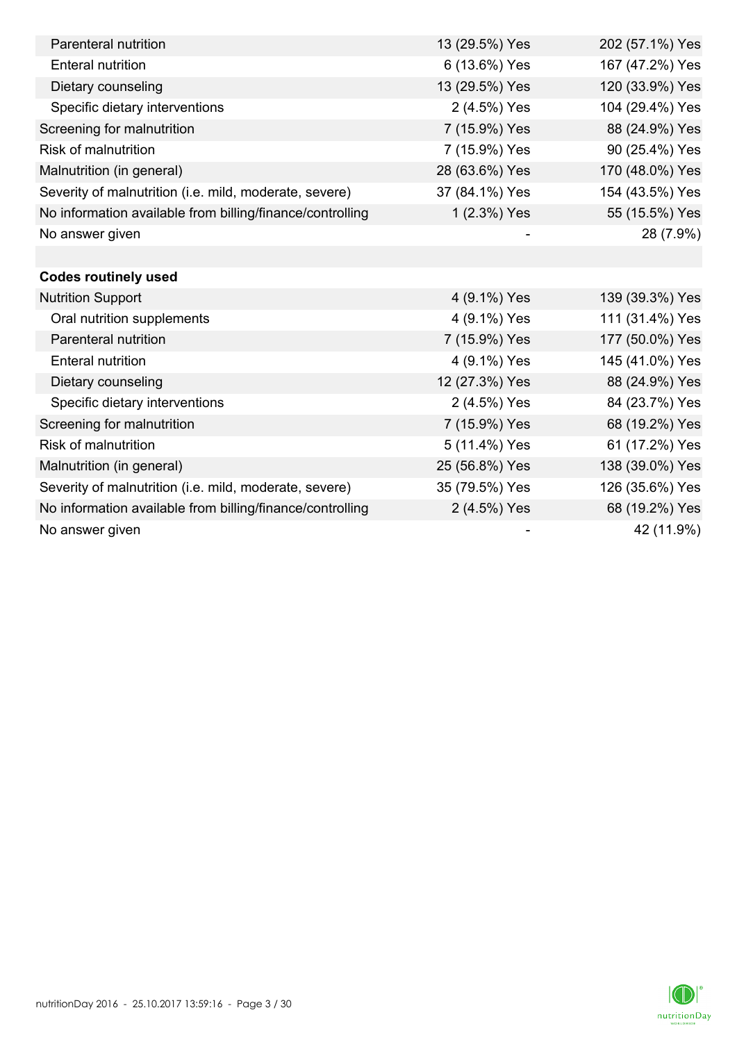| | | |
|---|---|---|
| Parenteral nutrition | 13 (29.5%) Yes | 202 (57.1%) Yes |
| Enteral nutrition | 6 (13.6%) Yes | 167 (47.2%) Yes |
| Dietary counseling | 13 (29.5%) Yes | 120 (33.9%) Yes |
| Specific dietary interventions | 2 (4.5%) Yes | 104 (29.4%) Yes |
| Screening for malnutrition | 7 (15.9%) Yes | 88 (24.9%) Yes |
| Risk of malnutrition | 7 (15.9%) Yes | 90 (25.4%) Yes |
| Malnutrition (in general) | 28 (63.6%) Yes | 170 (48.0%) Yes |
| Severity of malnutrition (i.e. mild, moderate, severe) | 37 (84.1%) Yes | 154 (43.5%) Yes |
| No information available from billing/finance/controlling | 1 (2.3%) Yes | 55 (15.5%) Yes |
| No answer given | - | 28 (7.9%) |
| | | |
| **Codes routinely used** | | |
| Nutrition Support | 4 (9.1%) Yes | 139 (39.3%) Yes |
| Oral nutrition supplements | 4 (9.1%) Yes | 111 (31.4%) Yes |
| Parenteral nutrition | 7 (15.9%) Yes | 177 (50.0%) Yes |
| Enteral nutrition | 4 (9.1%) Yes | 145 (41.0%) Yes |
| Dietary counseling | 12 (27.3%) Yes | 88 (24.9%) Yes |
| Specific dietary interventions | 2 (4.5%) Yes | 84 (23.7%) Yes |
| Screening for malnutrition | 7 (15.9%) Yes | 68 (19.2%) Yes |
| Risk of malnutrition | 5 (11.4%) Yes | 61 (17.2%) Yes |
| Malnutrition (in general) | 25 (56.8%) Yes | 138 (39.0%) Yes |
| Severity of malnutrition (i.e. mild, moderate, severe) | 35 (79.5%) Yes | 126 (35.6%) Yes |
| No information available from billing/finance/controlling | 2 (4.5%) Yes | 68 (19.2%) Yes |
| No answer given | - | 42 (11.9%) |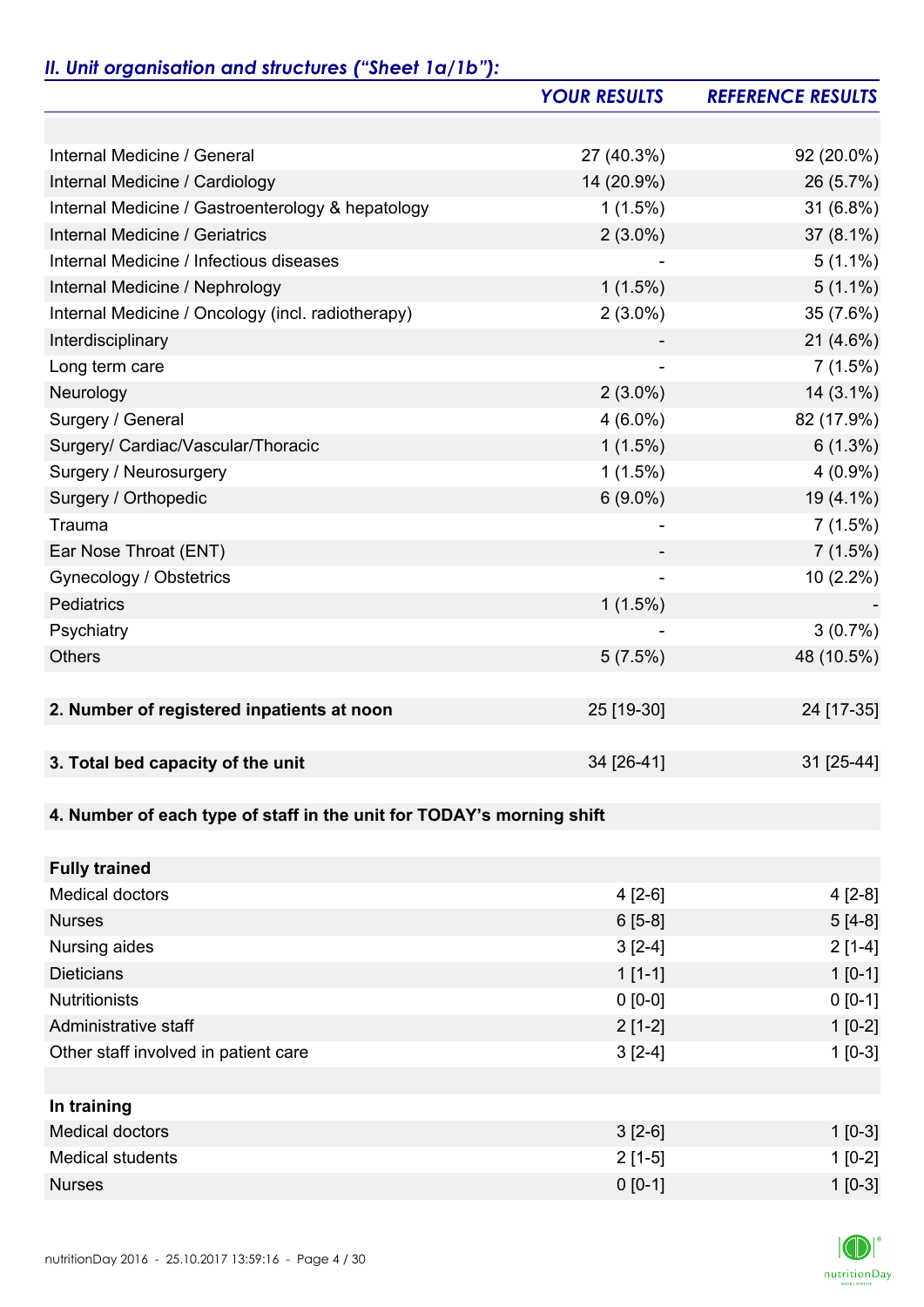## *II. Unit organisation and structures ("Sheet 1a/1b"):*

| | *YOUR RESULTS* | *REFERENCE RESULTS* |
|---|---|---|
| | | |
| Internal Medicine / General | 27 (40.3%) | 92 (20.0%) |
| Internal Medicine / Cardiology | 14 (20.9%) | 26 (5.7%) |
| Internal Medicine / Gastroenterology & hepatology | 1 (1.5%) | 31 (6.8%) |
| Internal Medicine / Geriatrics | 2 (3.0%) | 37 (8.1%) |
| Internal Medicine / Infectious diseases | - | 5 (1.1%) |
| Internal Medicine / Nephrology | 1 (1.5%) | 5 (1.1%) |
| Internal Medicine / Oncology (incl. radiotherapy) | 2 (3.0%) | 35 (7.6%) |
| Interdisciplinary | - | 21 (4.6%) |
| Long term care | - | 7 (1.5%) |
| Neurology | 2 (3.0%) | 14 (3.1%) |
| Surgery / General | 4 (6.0%) | 82 (17.9%) |
| Surgery/ Cardiac/Vascular/Thoracic | 1 (1.5%) | 6 (1.3%) |
| Surgery / Neurosurgery | 1 (1.5%) | 4 (0.9%) |
| Surgery / Orthopedic | 6 (9.0%) | 19 (4.1%) |
| Trauma | - | 7 (1.5%) |
| Ear Nose Throat (ENT) | - | 7 (1.5%) |
| Gynecology / Obstetrics | - | 10 (2.2%) |
| Pediatrics | 1 (1.5%) | - |
| Psychiatry | - | 3 (0.7%) |
| Others | 5 (7.5%) | 48 (10.5%) |
| | | |
| **2. Number of registered inpatients at noon** | 25 [19-30] | 24 [17-35] |
| | | |
| **3. Total bed capacity of the unit** | 34 [26-41] | 31 [25-44] |
| | | |
| **4. Number of each type of staff in the unit for TODAY's morning shift** | | |
| | | |
| **Fully trained** | | |
| Medical doctors | 4 [2-6] | 4 [2-8] |
| Nurses | 6 [5-8] | 5 [4-8] |
| Nursing aides | 3 [2-4] | 2 [1-4] |
| Dieticians | 1 [1-1] | 1 [0-1] |
| Nutritionists | 0 [0-0] | 0 [0-1] |
| Administrative staff | 2 [1-2] | 1 [0-2] |
| Other staff involved in patient care | 3 [2-4] | 1 [0-3] |
| | | |
| **In training** | | |
| Medical doctors | 3 [2-6] | 1 [0-3] |
| Medical students | 2 [1-5] | 1 [0-2] |
| Nurses | 0 [0-1] | 1 [0-3] |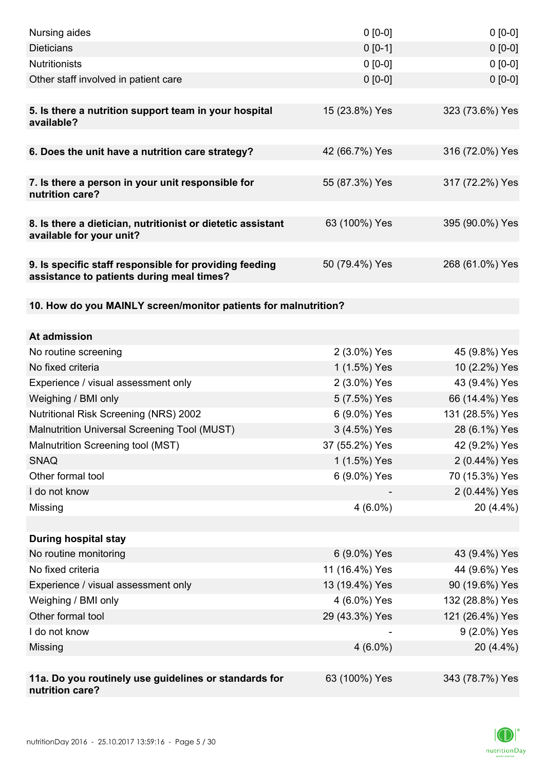| | | |
|---|---|---|
| Nursing aides | 0 [0-0] | 0 [0-0] |
| Dieticians | 0 [0-1] | 0 [0-0] |
| Nutritionists | 0 [0-0] | 0 [0-0] |
| Other staff involved in patient care | 0 [0-0] | 0 [0-0] |
| | | |
| **5. Is there a nutrition support team in your hospital available?** | 15 (23.8%) Yes | 323 (73.6%) Yes |
| | | |
| **6. Does the unit have a nutrition care strategy?** | 42 (66.7%) Yes | 316 (72.0%) Yes |
| | | |
| **7. Is there a person in your unit responsible for nutrition care?** | 55 (87.3%) Yes | 317 (72.2%) Yes |
| | | |
| **8. Is there a dietician, nutritionist or dietetic assistant available for your unit?** | 63 (100%) Yes | 395 (90.0%) Yes |
| | | |
| **9. Is specific staff responsible for providing feeding assistance to patients during meal times?** | 50 (79.4%) Yes | 268 (61.0%) Yes |
| | | |
| **10. How do you MAINLY screen/monitor patients for malnutrition?** | | |
| | | |
| **At admission** | | |
| No routine screening | 2 (3.0%) Yes | 45 (9.8%) Yes |
| No fixed criteria | 1 (1.5%) Yes | 10 (2.2%) Yes |
| Experience / visual assessment only | 2 (3.0%) Yes | 43 (9.4%) Yes |
| Weighing / BMI only | 5 (7.5%) Yes | 66 (14.4%) Yes |
| Nutritional Risk Screening (NRS) 2002 | 6 (9.0%) Yes | 131 (28.5%) Yes |
| Malnutrition Universal Screening Tool (MUST) | 3 (4.5%) Yes | 28 (6.1%) Yes |
| Malnutrition Screening tool (MST) | 37 (55.2%) Yes | 42 (9.2%) Yes |
| SNAQ | 1 (1.5%) Yes | 2 (0.44%) Yes |
| Other formal tool | 6 (9.0%) Yes | 70 (15.3%) Yes |
| I do not know | - | 2 (0.44%) Yes |
| Missing | 4 (6.0%) | 20 (4.4%) |
| | | |
| **During hospital stay** | | |
| No routine monitoring | 6 (9.0%) Yes | 43 (9.4%) Yes |
| No fixed criteria | 11 (16.4%) Yes | 44 (9.6%) Yes |
| Experience / visual assessment only | 13 (19.4%) Yes | 90 (19.6%) Yes |
| Weighing / BMI only | 4 (6.0%) Yes | 132 (28.8%) Yes |
| Other formal tool | 29 (43.3%) Yes | 121 (26.4%) Yes |
| I do not know | - | 9 (2.0%) Yes |
| Missing | 4 (6.0%) | 20 (4.4%) |
| | | |
| **11a. Do you routinely use guidelines or standards for nutrition care?** | 63 (100%) Yes | 343 (78.7%) Yes |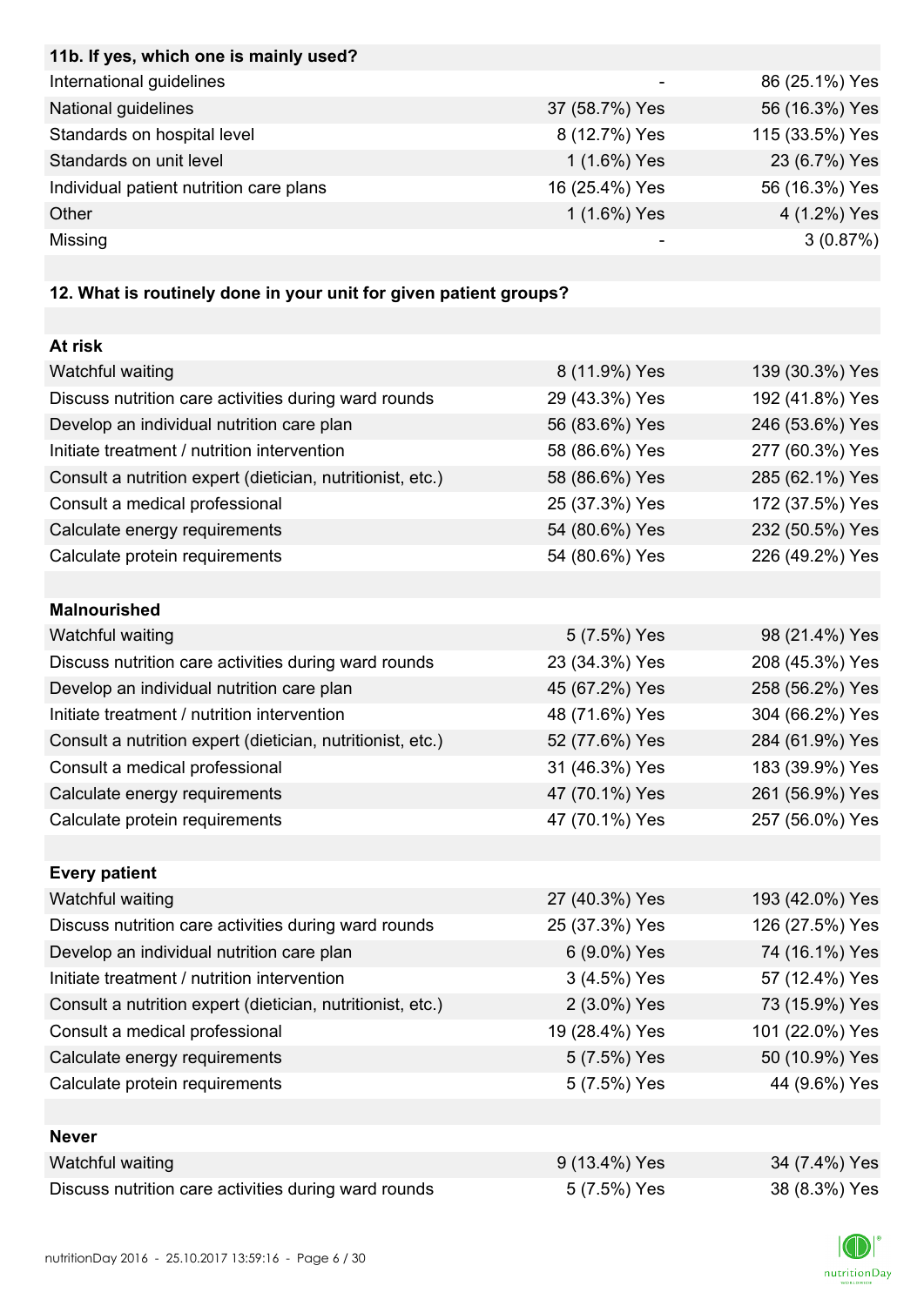| 11b. If yes, which one is mainly used? | | |
|---|---|---|
| International guidelines | - | 86 (25.1%) Yes |
| National guidelines | 37 (58.7%) Yes | 56 (16.3%) Yes |
| Standards on hospital level | 8 (12.7%) Yes | 115 (33.5%) Yes |
| Standards on unit level | 1 (1.6%) Yes | 23 (6.7%) Yes |
| Individual patient nutrition care plans | 16 (25.4%) Yes | 56 (16.3%) Yes |
| Other | 1 (1.6%) Yes | 4 (1.2%) Yes |
| Missing | - | 3 (0.87%) |

| 12. What is routinely done in your unit for given patient groups? | | |
|---|---|---|
| **At risk** | | |
| Watchful waiting | 8 (11.9%) Yes | 139 (30.3%) Yes |
| Discuss nutrition care activities during ward rounds | 29 (43.3%) Yes | 192 (41.8%) Yes |
| Develop an individual nutrition care plan | 56 (83.6%) Yes | 246 (53.6%) Yes |
| Initiate treatment / nutrition intervention | 58 (86.6%) Yes | 277 (60.3%) Yes |
| Consult a nutrition expert (dietician, nutritionist, etc.) | 58 (86.6%) Yes | 285 (62.1%) Yes |
| Consult a medical professional | 25 (37.3%) Yes | 172 (37.5%) Yes |
| Calculate energy requirements | 54 (80.6%) Yes | 232 (50.5%) Yes |
| Calculate protein requirements | 54 (80.6%) Yes | 226 (49.2%) Yes |
| **Malnourished** | | |
| Watchful waiting | 5 (7.5%) Yes | 98 (21.4%) Yes |
| Discuss nutrition care activities during ward rounds | 23 (34.3%) Yes | 208 (45.3%) Yes |
| Develop an individual nutrition care plan | 45 (67.2%) Yes | 258 (56.2%) Yes |
| Initiate treatment / nutrition intervention | 48 (71.6%) Yes | 304 (66.2%) Yes |
| Consult a nutrition expert (dietician, nutritionist, etc.) | 52 (77.6%) Yes | 284 (61.9%) Yes |
| Consult a medical professional | 31 (46.3%) Yes | 183 (39.9%) Yes |
| Calculate energy requirements | 47 (70.1%) Yes | 261 (56.9%) Yes |
| Calculate protein requirements | 47 (70.1%) Yes | 257 (56.0%) Yes |
| **Every patient** | | |
| Watchful waiting | 27 (40.3%) Yes | 193 (42.0%) Yes |
| Discuss nutrition care activities during ward rounds | 25 (37.3%) Yes | 126 (27.5%) Yes |
| Develop an individual nutrition care plan | 6 (9.0%) Yes | 74 (16.1%) Yes |
| Initiate treatment / nutrition intervention | 3 (4.5%) Yes | 57 (12.4%) Yes |
| Consult a nutrition expert (dietician, nutritionist, etc.) | 2 (3.0%) Yes | 73 (15.9%) Yes |
| Consult a medical professional | 19 (28.4%) Yes | 101 (22.0%) Yes |
| Calculate energy requirements | 5 (7.5%) Yes | 50 (10.9%) Yes |
| Calculate protein requirements | 5 (7.5%) Yes | 44 (9.6%) Yes |
| **Never** | | |
| Watchful waiting | 9 (13.4%) Yes | 34 (7.4%) Yes |
| Discuss nutrition care activities during ward rounds | 5 (7.5%) Yes | 38 (8.3%) Yes |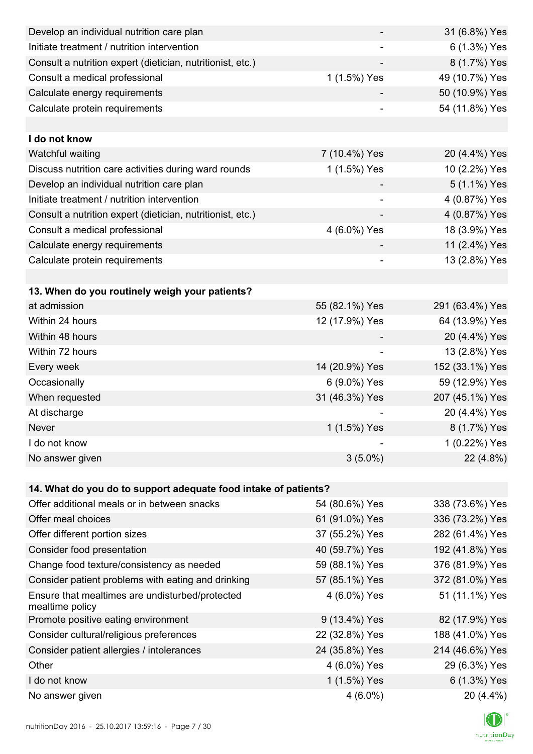| | | |
|---|---|---|
| Develop an individual nutrition care plan | - | 31 (6.8%) Yes |
| Initiate treatment / nutrition intervention | - | 6 (1.3%) Yes |
| Consult a nutrition expert (dietician, nutritionist, etc.) | - | 8 (1.7%) Yes |
| Consult a medical professional | 1 (1.5%) Yes | 49 (10.7%) Yes |
| Calculate energy requirements | - | 50 (10.9%) Yes |
| Calculate protein requirements | - | 54 (11.8%) Yes |
| | | |
| **I do not know** | | |
| Watchful waiting | 7 (10.4%) Yes | 20 (4.4%) Yes |
| Discuss nutrition care activities during ward rounds | 1 (1.5%) Yes | 10 (2.2%) Yes |
| Develop an individual nutrition care plan | - | 5 (1.1%) Yes |
| Initiate treatment / nutrition intervention | - | 4 (0.87%) Yes |
| Consult a nutrition expert (dietician, nutritionist, etc.) | - | 4 (0.87%) Yes |
| Consult a medical professional | 4 (6.0%) Yes | 18 (3.9%) Yes |
| Calculate energy requirements | - | 11 (2.4%) Yes |
| Calculate protein requirements | - | 13 (2.8%) Yes |

| 13. When do you routinely weigh your patients? | | |
|---|---|---|
| at admission | 55 (82.1%) Yes | 291 (63.4%) Yes |
| Within 24 hours | 12 (17.9%) Yes | 64 (13.9%) Yes |
| Within 48 hours | - | 20 (4.4%) Yes |
| Within 72 hours | - | 13 (2.8%) Yes |
| Every week | 14 (20.9%) Yes | 152 (33.1%) Yes |
| Occasionally | 6 (9.0%) Yes | 59 (12.9%) Yes |
| When requested | 31 (46.3%) Yes | 207 (45.1%) Yes |
| At discharge | - | 20 (4.4%) Yes |
| Never | 1 (1.5%) Yes | 8 (1.7%) Yes |
| I do not know | - | 1 (0.22%) Yes |
| No answer given | 3 (5.0%) | 22 (4.8%) |

| 14. What do you do to support adequate food intake of patients? | | |
|---|---|---|
| Offer additional meals or in between snacks | 54 (80.6%) Yes | 338 (73.6%) Yes |
| Offer meal choices | 61 (91.0%) Yes | 336 (73.2%) Yes |
| Offer different portion sizes | 37 (55.2%) Yes | 282 (61.4%) Yes |
| Consider food presentation | 40 (59.7%) Yes | 192 (41.8%) Yes |
| Change food texture/consistency as needed | 59 (88.1%) Yes | 376 (81.9%) Yes |
| Consider patient problems with eating and drinking | 57 (85.1%) Yes | 372 (81.0%) Yes |
| Ensure that mealtimes are undisturbed/protected mealtime policy | 4 (6.0%) Yes | 51 (11.1%) Yes |
| Promote positive eating environment | 9 (13.4%) Yes | 82 (17.9%) Yes |
| Consider cultural/religious preferences | 22 (32.8%) Yes | 188 (41.0%) Yes |
| Consider patient allergies / intolerances | 24 (35.8%) Yes | 214 (46.6%) Yes |
| Other | 4 (6.0%) Yes | 29 (6.3%) Yes |
| I do not know | 1 (1.5%) Yes | 6 (1.3%) Yes |
| No answer given | 4 (6.0%) | 20 (4.4%) |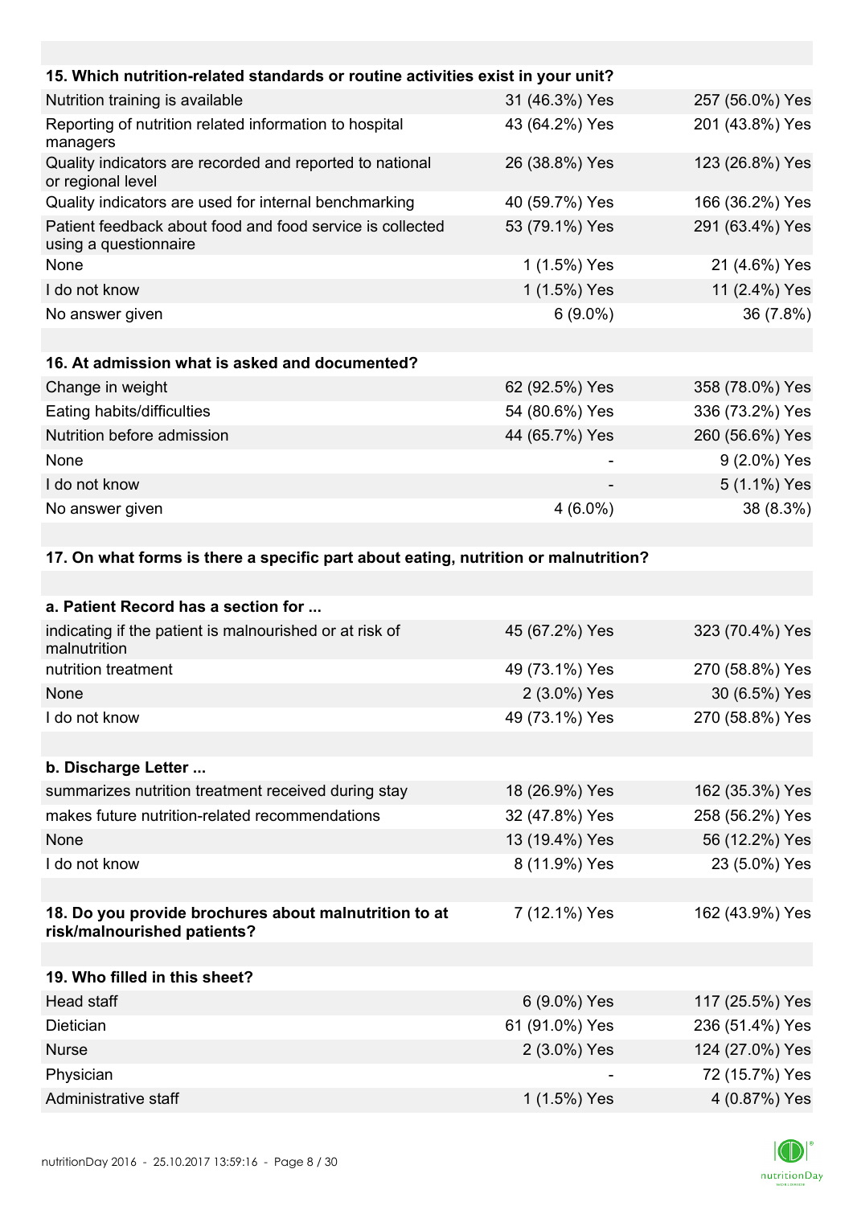| 15. Which nutrition-related standards or routine activities exist in your unit? | | |
|---|---|---|
| Nutrition training is available | 31 (46.3%) Yes | 257 (56.0%) Yes |
| Reporting of nutrition related information to hospital managers | 43 (64.2%) Yes | 201 (43.8%) Yes |
| Quality indicators are recorded and reported to national or regional level | 26 (38.8%) Yes | 123 (26.8%) Yes |
| Quality indicators are used for internal benchmarking | 40 (59.7%) Yes | 166 (36.2%) Yes |
| Patient feedback about food and food service is collected using a questionnaire | 53 (79.1%) Yes | 291 (63.4%) Yes |
| None | 1 (1.5%) Yes | 21 (4.6%) Yes |
| I do not know | 1 (1.5%) Yes | 11 (2.4%) Yes |
| No answer given | 6 (9.0%) | 36 (7.8%) |

| 16. At admission what is asked and documented? | | |
|---|---|---|
| Change in weight | 62 (92.5%) Yes | 358 (78.0%) Yes |
| Eating habits/difficulties | 54 (80.6%) Yes | 336 (73.2%) Yes |
| Nutrition before admission | 44 (65.7%) Yes | 260 (56.6%) Yes |
| None | - | 9 (2.0%) Yes |
| I do not know | - | 5 (1.1%) Yes |
| No answer given | 4 (6.0%) | 38 (8.3%) |

**17. On what forms is there a specific part about eating, nutrition or malnutrition?**

| a. Patient Record has a section for ... | | |
|---|---|---|
| indicating if the patient is malnourished or at risk of malnutrition | 45 (67.2%) Yes | 323 (70.4%) Yes |
| nutrition treatment | 49 (73.1%) Yes | 270 (58.8%) Yes |
| None | 2 (3.0%) Yes | 30 (6.5%) Yes |
| I do not know | 49 (73.1%) Yes | 270 (58.8%) Yes |

| b. Discharge Letter ... | | |
|---|---|---|
| summarizes nutrition treatment received during stay | 18 (26.9%) Yes | 162 (35.3%) Yes |
| makes future nutrition-related recommendations | 32 (47.8%) Yes | 258 (56.2%) Yes |
| None | 13 (19.4%) Yes | 56 (12.2%) Yes |
| I do not know | 8 (11.9%) Yes | 23 (5.0%) Yes |

| 18. Do you provide brochures about malnutrition to at risk/malnourished patients? | 7 (12.1%) Yes | 162 (43.9%) Yes |
|---|---|---|

| 19. Who filled in this sheet? | | |
|---|---|---|
| Head staff | 6 (9.0%) Yes | 117 (25.5%) Yes |
| Dietician | 61 (91.0%) Yes | 236 (51.4%) Yes |
| Nurse | 2 (3.0%) Yes | 124 (27.0%) Yes |
| Physician | - | 72 (15.7%) Yes |
| Administrative staff | 1 (1.5%) Yes | 4 (0.87%) Yes |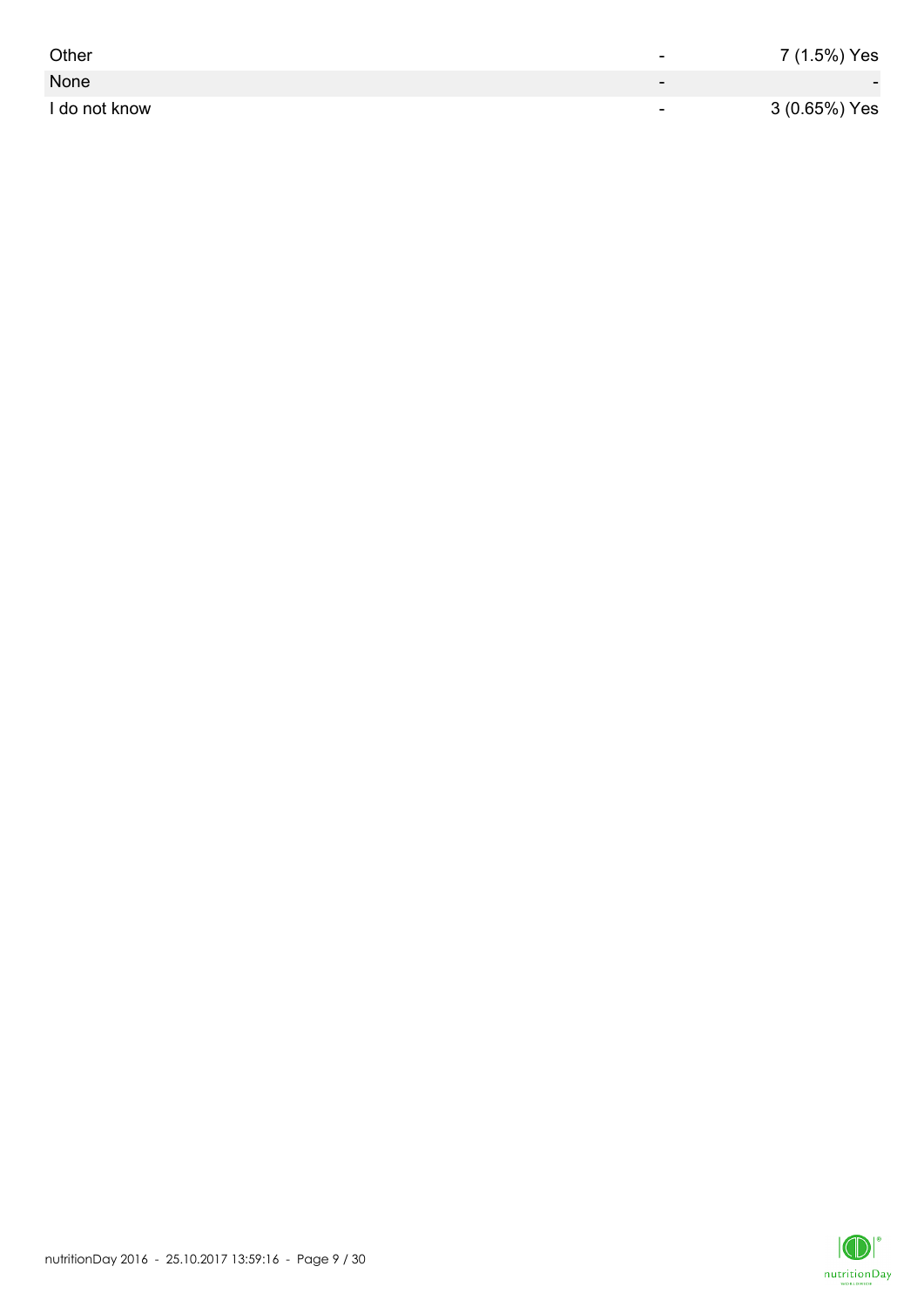| | | |
|---|---|---|
| Other | - | 7 (1.5%) Yes |
| None | - | - |
| I do not know | - | 3 (0.65%) Yes |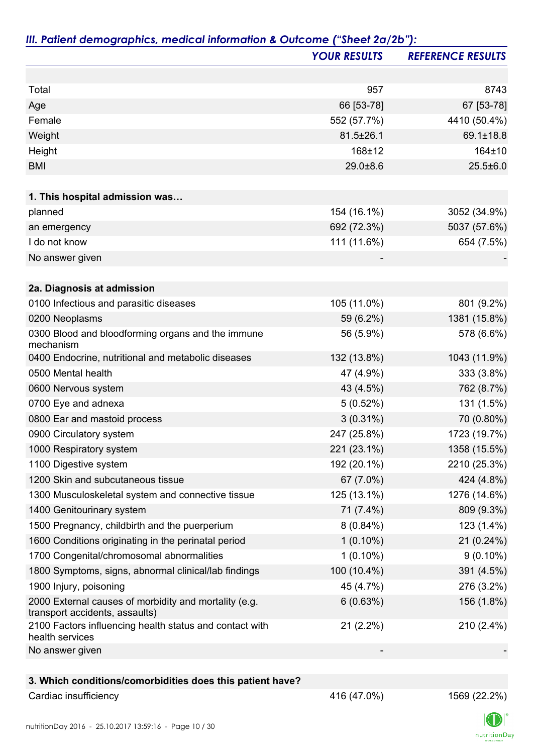### *III. Patient demographics, medical information & Outcome ("Sheet 2a/2b"):*

| | *YOUR RESULTS* | *REFERENCE RESULTS* |
|---|---|---|
| | | |
| Total | 957 | 8743 |
| Age | 66 [53-78] | 67 [53-78] |
| Female | 552 (57.7%) | 4410 (50.4%) |
| Weight | 81.5±26.1 | 69.1±18.8 |
| Height | 168±12 | 164±10 |
| BMI | 29.0±8.6 | 25.5±6.0 |
| | | |
| **1. This hospital admission was…** | | |
| planned | 154 (16.1%) | 3052 (34.9%) |
| an emergency | 692 (72.3%) | 5037 (57.6%) |
| I do not know | 111 (11.6%) | 654 (7.5%) |
| No answer given | - | - |
| | | |
| **2a. Diagnosis at admission** | | |
| 0100 Infectious and parasitic diseases | 105 (11.0%) | 801 (9.2%) |
| 0200 Neoplasms | 59 (6.2%) | 1381 (15.8%) |
| 0300 Blood and bloodforming organs and the immune mechanism | 56 (5.9%) | 578 (6.6%) |
| 0400 Endocrine, nutritional and metabolic diseases | 132 (13.8%) | 1043 (11.9%) |
| 0500 Mental health | 47 (4.9%) | 333 (3.8%) |
| 0600 Nervous system | 43 (4.5%) | 762 (8.7%) |
| 0700 Eye and adnexa | 5 (0.52%) | 131 (1.5%) |
| 0800 Ear and mastoid process | 3 (0.31%) | 70 (0.80%) |
| 0900 Circulatory system | 247 (25.8%) | 1723 (19.7%) |
| 1000 Respiratory system | 221 (23.1%) | 1358 (15.5%) |
| 1100 Digestive system | 192 (20.1%) | 2210 (25.3%) |
| 1200 Skin and subcutaneous tissue | 67 (7.0%) | 424 (4.8%) |
| 1300 Musculoskeletal system and connective tissue | 125 (13.1%) | 1276 (14.6%) |
| 1400 Genitourinary system | 71 (7.4%) | 809 (9.3%) |
| 1500 Pregnancy, childbirth and the puerperium | 8 (0.84%) | 123 (1.4%) |
| 1600 Conditions originating in the perinatal period | 1 (0.10%) | 21 (0.24%) |
| 1700 Congenital/chromosomal abnormalities | 1 (0.10%) | 9 (0.10%) |
| 1800 Symptoms, signs, abnormal clinical/lab findings | 100 (10.4%) | 391 (4.5%) |
| 1900 Injury, poisoning | 45 (4.7%) | 276 (3.2%) |
| 2000 External causes of morbidity and mortality (e.g. transport accidents, assaults) | 6 (0.63%) | 156 (1.8%) |
| 2100 Factors influencing health status and contact with health services | 21 (2.2%) | 210 (2.4%) |
| No answer given | - | - |
| | | |
| **3. Which conditions/comorbidities does this patient have?** | | |
| Cardiac insufficiency | 416 (47.0%) | 1569 (22.2%) |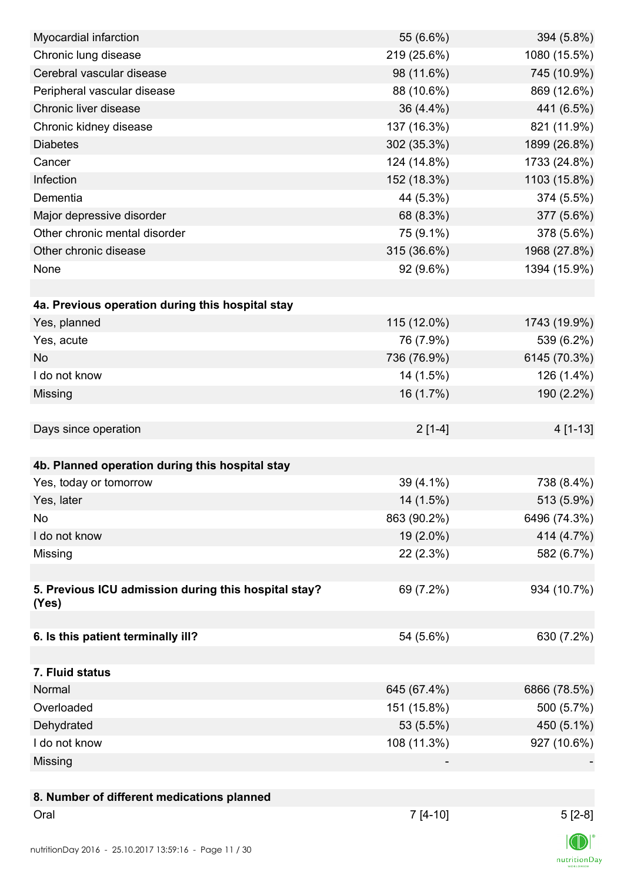| | | |
|---|---:|---:|
| Myocardial infarction | 55 (6.6%) | 394 (5.8%) |
| Chronic lung disease | 219 (25.6%) | 1080 (15.5%) |
| Cerebral vascular disease | 98 (11.6%) | 745 (10.9%) |
| Peripheral vascular disease | 88 (10.6%) | 869 (12.6%) |
| Chronic liver disease | 36 (4.4%) | 441 (6.5%) |
| Chronic kidney disease | 137 (16.3%) | 821 (11.9%) |
| Diabetes | 302 (35.3%) | 1899 (26.8%) |
| Cancer | 124 (14.8%) | 1733 (24.8%) |
| Infection | 152 (18.3%) | 1103 (15.8%) |
| Dementia | 44 (5.3%) | 374 (5.5%) |
| Major depressive disorder | 68 (8.3%) | 377 (5.6%) |
| Other chronic mental disorder | 75 (9.1%) | 378 (5.6%) |
| Other chronic disease | 315 (36.6%) | 1968 (27.8%) |
| None | 92 (9.6%) | 1394 (15.9%) |
| | | |
| **4a. Previous operation during this hospital stay** | | |
| Yes, planned | 115 (12.0%) | 1743 (19.9%) |
| Yes, acute | 76 (7.9%) | 539 (6.2%) |
| No | 736 (76.9%) | 6145 (70.3%) |
| I do not know | 14 (1.5%) | 126 (1.4%) |
| Missing | 16 (1.7%) | 190 (2.2%) |
| | | |
| Days since operation | 2 [1-4] | 4 [1-13] |
| | | |
| **4b. Planned operation during this hospital stay** | | |
| Yes, today or tomorrow | 39 (4.1%) | 738 (8.4%) |
| Yes, later | 14 (1.5%) | 513 (5.9%) |
| No | 863 (90.2%) | 6496 (74.3%) |
| I do not know | 19 (2.0%) | 414 (4.7%) |
| Missing | 22 (2.3%) | 582 (6.7%) |
| | | |
| **5. Previous ICU admission during this hospital stay? (Yes)** | 69 (7.2%) | 934 (10.7%) |
| | | |
| **6. Is this patient terminally ill?** | 54 (5.6%) | 630 (7.2%) |
| | | |
| **7. Fluid status** | | |
| Normal | 645 (67.4%) | 6866 (78.5%) |
| Overloaded | 151 (15.8%) | 500 (5.7%) |
| Dehydrated | 53 (5.5%) | 450 (5.1%) |
| I do not know | 108 (11.3%) | 927 (10.6%) |
| Missing | - | - |
| | | |
| **8. Number of different medications planned** | | |
| Oral | 7 [4-10] | 5 [2-8] |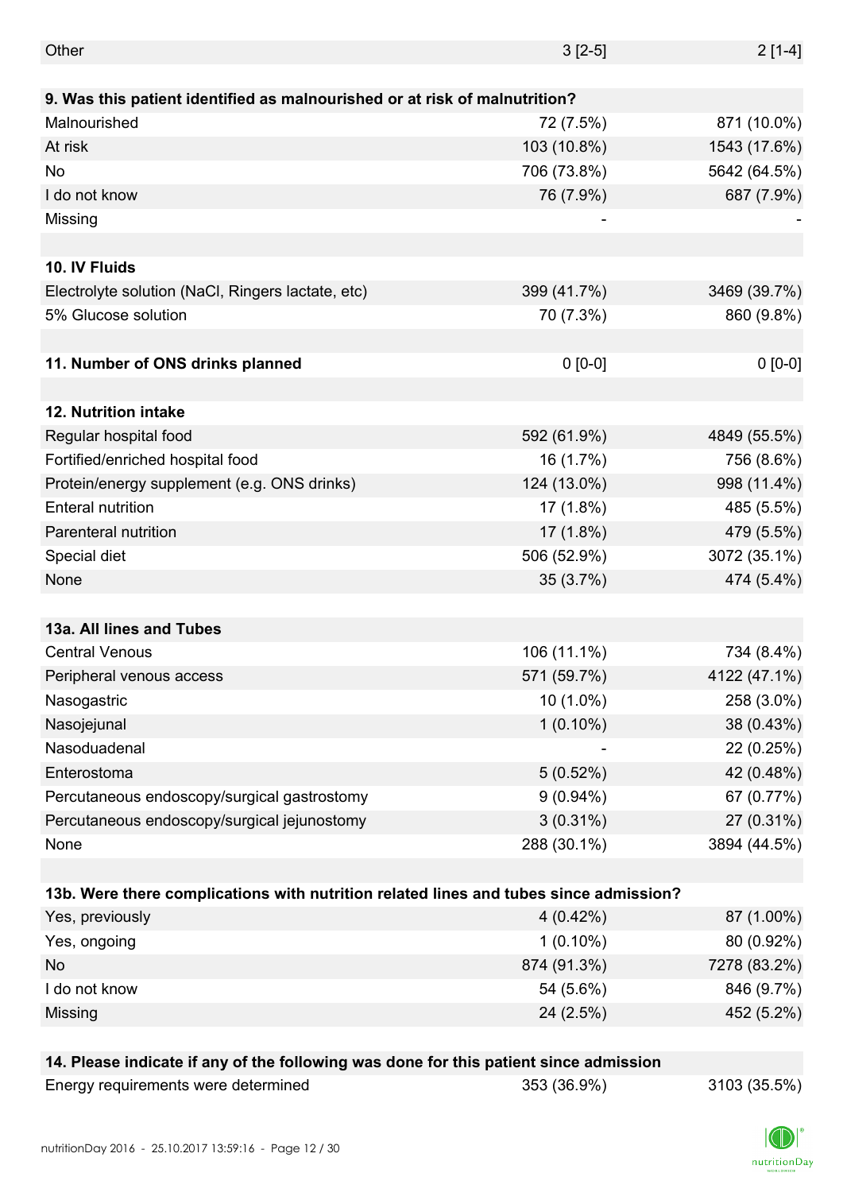| | | |
|---|---|---|
| Other | 3 [2-5] | 2 [1-4] |
| | | |
| **9. Was this patient identified as malnourished or at risk of malnutrition?** | | |
| Malnourished | 72 (7.5%) | 871 (10.0%) |
| At risk | 103 (10.8%) | 1543 (17.6%) |
| No | 706 (73.8%) | 5642 (64.5%) |
| I do not know | 76 (7.9%) | 687 (7.9%) |
| Missing | - | - |
| | | |
| **10. IV Fluids** | | |
| Electrolyte solution (NaCl, Ringers lactate, etc) | 399 (41.7%) | 3469 (39.7%) |
| 5% Glucose solution | 70 (7.3%) | 860 (9.8%) |
| | | |
| **11. Number of ONS drinks planned** | 0 [0-0] | 0 [0-0] |
| | | |
| **12. Nutrition intake** | | |
| Regular hospital food | 592 (61.9%) | 4849 (55.5%) |
| Fortified/enriched hospital food | 16 (1.7%) | 756 (8.6%) |
| Protein/energy supplement (e.g. ONS drinks) | 124 (13.0%) | 998 (11.4%) |
| Enteral nutrition | 17 (1.8%) | 485 (5.5%) |
| Parenteral nutrition | 17 (1.8%) | 479 (5.5%) |
| Special diet | 506 (52.9%) | 3072 (35.1%) |
| None | 35 (3.7%) | 474 (5.4%) |
| | | |
| **13a. All lines and Tubes** | | |
| Central Venous | 106 (11.1%) | 734 (8.4%) |
| Peripheral venous access | 571 (59.7%) | 4122 (47.1%) |
| Nasogastric | 10 (1.0%) | 258 (3.0%) |
| Nasojejunal | 1 (0.10%) | 38 (0.43%) |
| Nasoduadenal | - | 22 (0.25%) |
| Enterostoma | 5 (0.52%) | 42 (0.48%) |
| Percutaneous endoscopy/surgical gastrostomy | 9 (0.94%) | 67 (0.77%) |
| Percutaneous endoscopy/surgical jejunostomy | 3 (0.31%) | 27 (0.31%) |
| None | 288 (30.1%) | 3894 (44.5%) |
| | | |
| **13b. Were there complications with nutrition related lines and tubes since admission?** | | |
| Yes, previously | 4 (0.42%) | 87 (1.00%) |
| Yes, ongoing | 1 (0.10%) | 80 (0.92%) |
| No | 874 (91.3%) | 7278 (83.2%) |
| I do not know | 54 (5.6%) | 846 (9.7%) |
| Missing | 24 (2.5%) | 452 (5.2%) |
| | | |
| **14. Please indicate if any of the following was done for this patient since admission** | | |
| Energy requirements were determined | 353 (36.9%) | 3103 (35.5%) |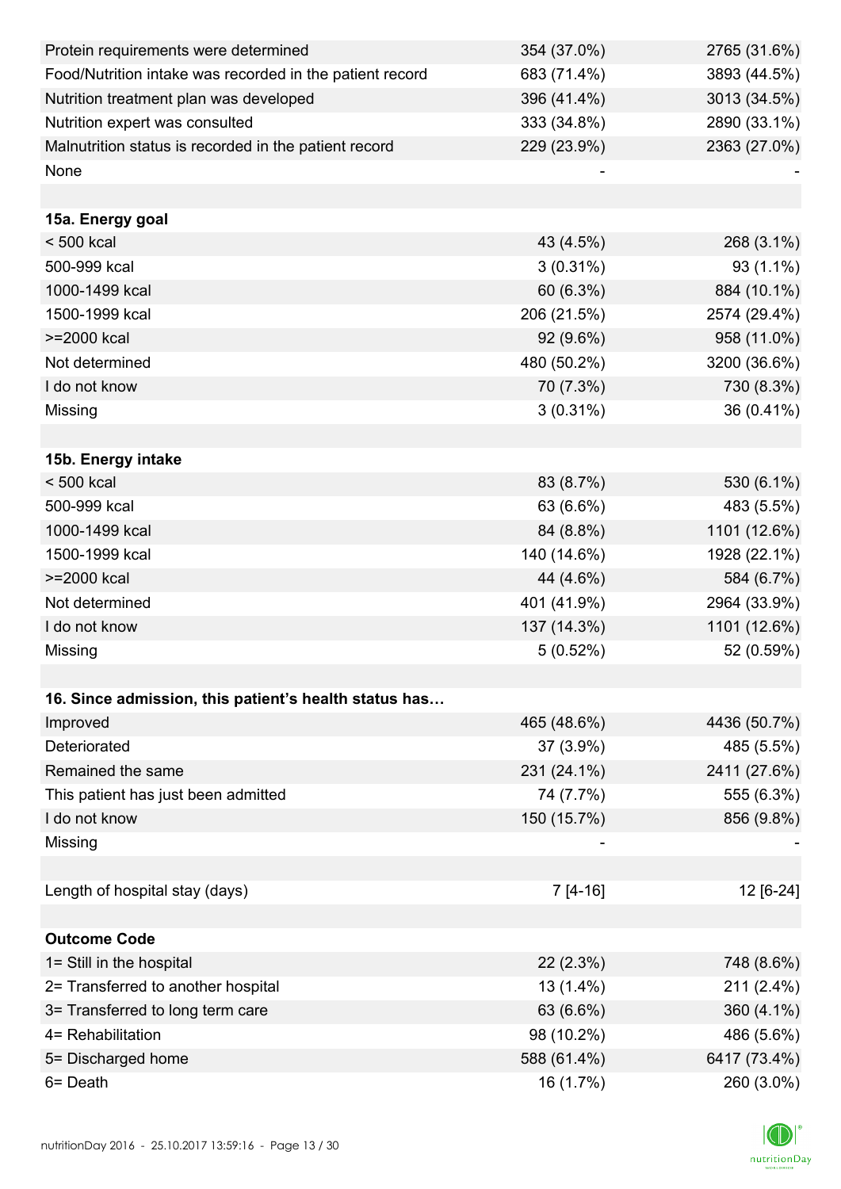| | | |
|---|---|---|
| Protein requirements were determined | 354 (37.0%) | 2765 (31.6%) |
| Food/Nutrition intake was recorded in the patient record | 683 (71.4%) | 3893 (44.5%) |
| Nutrition treatment plan was developed | 396 (41.4%) | 3013 (34.5%) |
| Nutrition expert was consulted | 333 (34.8%) | 2890 (33.1%) |
| Malnutrition status is recorded in the patient record | 229 (23.9%) | 2363 (27.0%) |
| None | - | - |
| | | |
| **15a. Energy goal** | | |
| < 500 kcal | 43 (4.5%) | 268 (3.1%) |
| 500-999 kcal | 3 (0.31%) | 93 (1.1%) |
| 1000-1499 kcal | 60 (6.3%) | 884 (10.1%) |
| 1500-1999 kcal | 206 (21.5%) | 2574 (29.4%) |
| >=2000 kcal | 92 (9.6%) | 958 (11.0%) |
| Not determined | 480 (50.2%) | 3200 (36.6%) |
| I do not know | 70 (7.3%) | 730 (8.3%) |
| Missing | 3 (0.31%) | 36 (0.41%) |
| | | |
| **15b. Energy intake** | | |
| < 500 kcal | 83 (8.7%) | 530 (6.1%) |
| 500-999 kcal | 63 (6.6%) | 483 (5.5%) |
| 1000-1499 kcal | 84 (8.8%) | 1101 (12.6%) |
| 1500-1999 kcal | 140 (14.6%) | 1928 (22.1%) |
| >=2000 kcal | 44 (4.6%) | 584 (6.7%) |
| Not determined | 401 (41.9%) | 2964 (33.9%) |
| I do not know | 137 (14.3%) | 1101 (12.6%) |
| Missing | 5 (0.52%) | 52 (0.59%) |
| | | |
| **16. Since admission, this patient's health status has…** | | |
| Improved | 465 (48.6%) | 4436 (50.7%) |
| Deteriorated | 37 (3.9%) | 485 (5.5%) |
| Remained the same | 231 (24.1%) | 2411 (27.6%) |
| This patient has just been admitted | 74 (7.7%) | 555 (6.3%) |
| I do not know | 150 (15.7%) | 856 (9.8%) |
| Missing | - | - |
| | | |
| Length of hospital stay (days) | 7 [4-16] | 12 [6-24] |
| | | |
| **Outcome Code** | | |
| 1= Still in the hospital | 22 (2.3%) | 748 (8.6%) |
| 2= Transferred to another hospital | 13 (1.4%) | 211 (2.4%) |
| 3= Transferred to long term care | 63 (6.6%) | 360 (4.1%) |
| 4= Rehabilitation | 98 (10.2%) | 486 (5.6%) |
| 5= Discharged home | 588 (61.4%) | 6417 (73.4%) |
| 6= Death | 16 (1.7%) | 260 (3.0%) |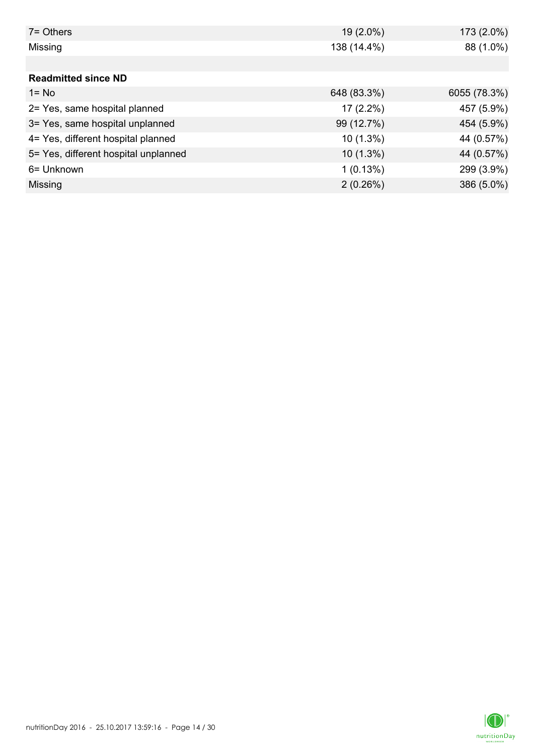| | | |
|---|---|---|
| 7= Others | 19 (2.0%) | 173 (2.0%) |
| Missing | 138 (14.4%) | 88 (1.0%) |
| | | |
| **Readmitted since ND** | | |
| 1= No | 648 (83.3%) | 6055 (78.3%) |
| 2= Yes, same hospital planned | 17 (2.2%) | 457 (5.9%) |
| 3= Yes, same hospital unplanned | 99 (12.7%) | 454 (5.9%) |
| 4= Yes, different hospital planned | 10 (1.3%) | 44 (0.57%) |
| 5= Yes, different hospital unplanned | 10 (1.3%) | 44 (0.57%) |
| 6= Unknown | 1 (0.13%) | 299 (3.9%) |
| Missing | 2 (0.26%) | 386 (5.0%) |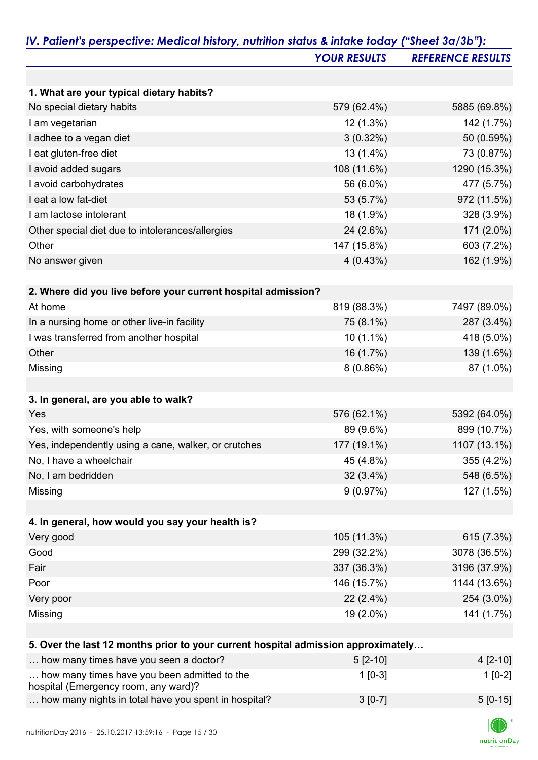## *IV. Patient's perspective: Medical history, nutrition status & intake today ("Sheet 3a/3b"):*

| | *YOUR RESULTS* | *REFERENCE RESULTS* |
|---|---|---|
| **1. What are your typical dietary habits?** | | |
| No special dietary habits | 579 (62.4%) | 5885 (69.8%) |
| I am vegetarian | 12 (1.3%) | 142 (1.7%) |
| I adhee to a vegan diet | 3 (0.32%) | 50 (0.59%) |
| I eat gluten-free diet | 13 (1.4%) | 73 (0.87%) |
| I avoid added sugars | 108 (11.6%) | 1290 (15.3%) |
| I avoid carbohydrates | 56 (6.0%) | 477 (5.7%) |
| I eat a low fat-diet | 53 (5.7%) | 972 (11.5%) |
| I am lactose intolerant | 18 (1.9%) | 328 (3.9%) |
| Other special diet due to intolerances/allergies | 24 (2.6%) | 171 (2.0%) |
| Other | 147 (15.8%) | 603 (7.2%) |
| No answer given | 4 (0.43%) | 162 (1.9%) |
| **2. Where did you live before your current hospital admission?** | | |
| At home | 819 (88.3%) | 7497 (89.0%) |
| In a nursing home or other live-in facility | 75 (8.1%) | 287 (3.4%) |
| I was transferred from another hospital | 10 (1.1%) | 418 (5.0%) |
| Other | 16 (1.7%) | 139 (1.6%) |
| Missing | 8 (0.86%) | 87 (1.0%) |
| **3. In general, are you able to walk?** | | |
| Yes | 576 (62.1%) | 5392 (64.0%) |
| Yes, with someone's help | 89 (9.6%) | 899 (10.7%) |
| Yes, independently using a cane, walker, or crutches | 177 (19.1%) | 1107 (13.1%) |
| No, I have a wheelchair | 45 (4.8%) | 355 (4.2%) |
| No, I am bedridden | 32 (3.4%) | 548 (6.5%) |
| Missing | 9 (0.97%) | 127 (1.5%) |
| **4. In general, how would you say your health is?** | | |
| Very good | 105 (11.3%) | 615 (7.3%) |
| Good | 299 (32.2%) | 3078 (36.5%) |
| Fair | 337 (36.3%) | 3196 (37.9%) |
| Poor | 146 (15.7%) | 1144 (13.6%) |
| Very poor | 22 (2.4%) | 254 (3.0%) |
| Missing | 19 (2.0%) | 141 (1.7%) |
| **5. Over the last 12 months prior to your current hospital admission approximately…** | | |
| … how many times have you seen a doctor? | 5 [2-10] | 4 [2-10] |
| … how many times have you been admitted to the hospital (Emergency room, any ward)? | 1 [0-3] | 1 [0-2] |
| … how many nights in total have you spent in hospital? | 3 [0-7] | 5 [0-15] |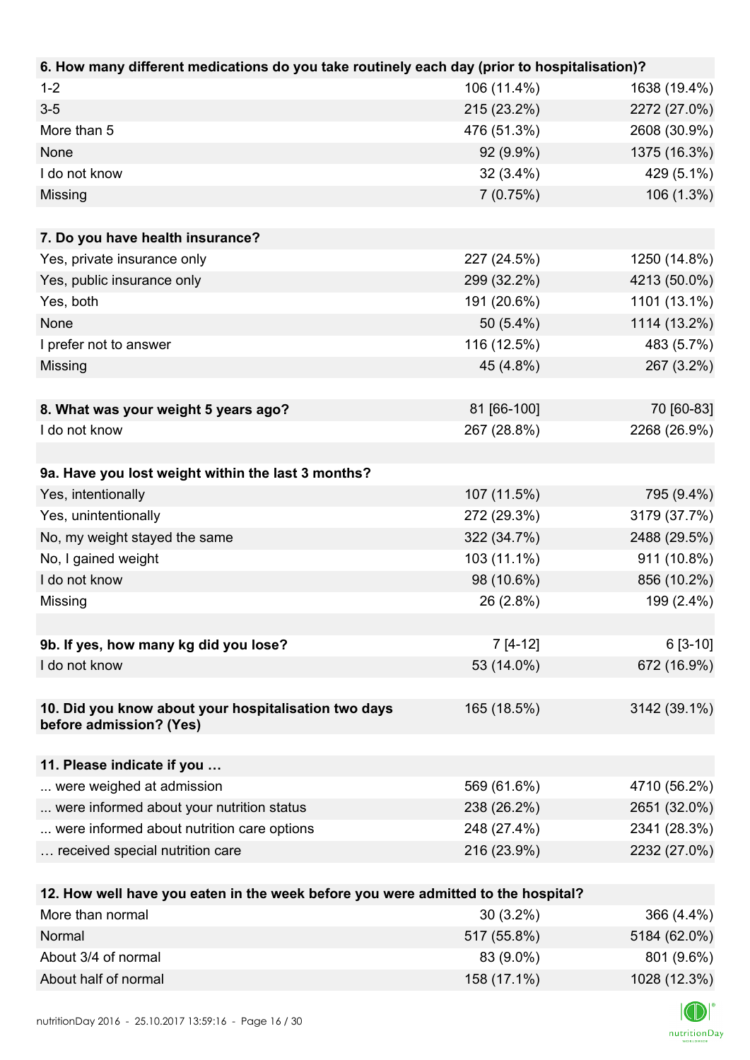| 6. How many different medications do you take routinely each day (prior to hospitalisation)? | | |
|---|---|---|
| 1-2 | 106 (11.4%) | 1638 (19.4%) |
| 3-5 | 215 (23.2%) | 2272 (27.0%) |
| More than 5 | 476 (51.3%) | 2608 (30.9%) |
| None | 92 (9.9%) | 1375 (16.3%) |
| I do not know | 32 (3.4%) | 429 (5.1%) |
| Missing | 7 (0.75%) | 106 (1.3%) |

| 7. Do you have health insurance? | | |
|---|---|---|
| Yes, private insurance only | 227 (24.5%) | 1250 (14.8%) |
| Yes, public insurance only | 299 (32.2%) | 4213 (50.0%) |
| Yes, both | 191 (20.6%) | 1101 (13.1%) |
| None | 50 (5.4%) | 1114 (13.2%) |
| I prefer not to answer | 116 (12.5%) | 483 (5.7%) |
| Missing | 45 (4.8%) | 267 (3.2%) |

| 8. What was your weight 5 years ago? | 81 [66-100] | 70 [60-83] |
|---|---|---|
| I do not know | 267 (28.8%) | 2268 (26.9%) |

| 9a. Have you lost weight within the last 3 months? | | |
|---|---|---|
| Yes, intentionally | 107 (11.5%) | 795 (9.4%) |
| Yes, unintentionally | 272 (29.3%) | 3179 (37.7%) |
| No, my weight stayed the same | 322 (34.7%) | 2488 (29.5%) |
| No, I gained weight | 103 (11.1%) | 911 (10.8%) |
| I do not know | 98 (10.6%) | 856 (10.2%) |
| Missing | 26 (2.8%) | 199 (2.4%) |

| 9b. If yes, how many kg did you lose? | 7 [4-12] | 6 [3-10] |
|---|---|---|
| I do not know | 53 (14.0%) | 672 (16.9%) |

| 10. Did you know about your hospitalisation two days before admission? (Yes) | 165 (18.5%) | 3142 (39.1%) |
|---|---|---|

| 11. Please indicate if you … | | |
|---|---|---|
| ... were weighed at admission | 569 (61.6%) | 4710 (56.2%) |
| ... were informed about your nutrition status | 238 (26.2%) | 2651 (32.0%) |
| ... were informed about nutrition care options | 248 (27.4%) | 2341 (28.3%) |
| … received special nutrition care | 216 (23.9%) | 2232 (27.0%) |

| 12. How well have you eaten in the week before you were admitted to the hospital? | | |
|---|---|---|
| More than normal | 30 (3.2%) | 366 (4.4%) |
| Normal | 517 (55.8%) | 5184 (62.0%) |
| About 3/4 of normal | 83 (9.0%) | 801 (9.6%) |
| About half of normal | 158 (17.1%) | 1028 (12.3%) |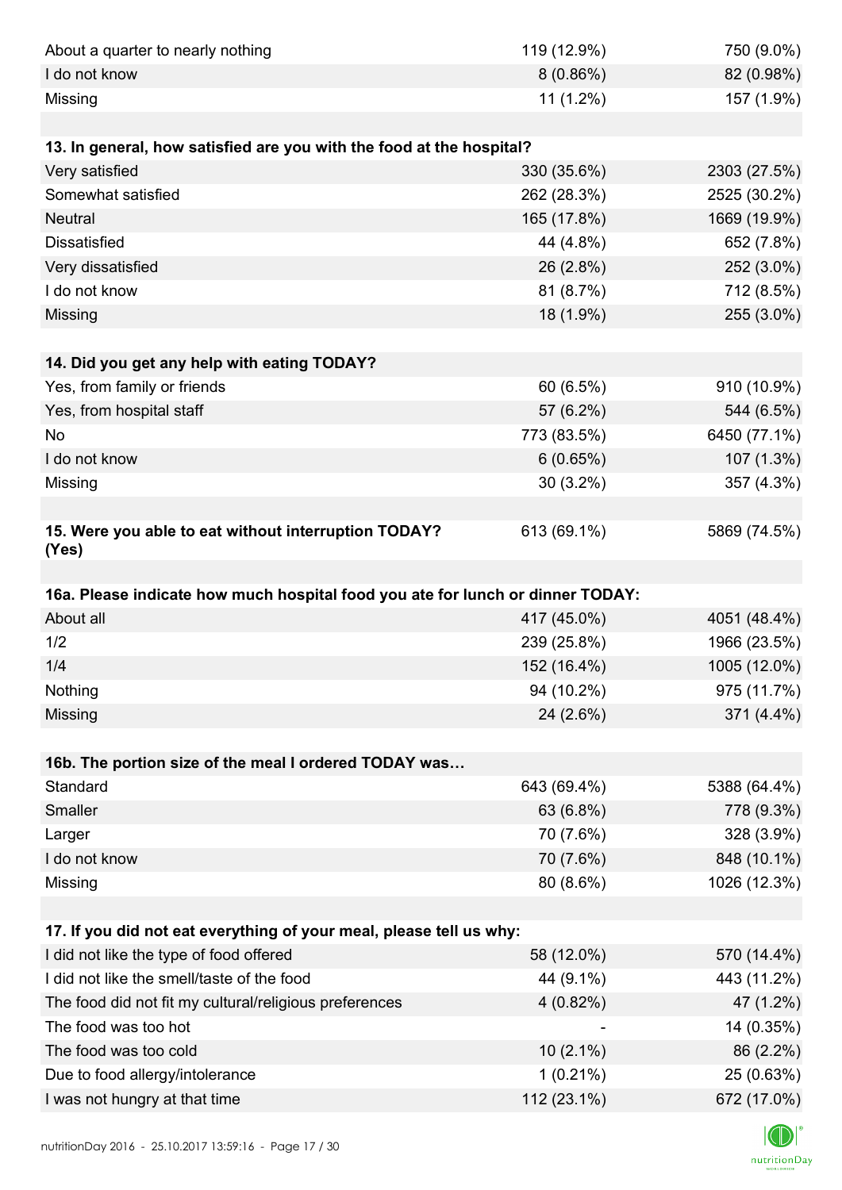| | | |
|---|---|---|
| About a quarter to nearly nothing | 119 (12.9%) | 750 (9.0%) |
| I do not know | 8 (0.86%) | 82 (0.98%) |
| Missing | 11 (1.2%) | 157 (1.9%) |
| | | |
| **13. In general, how satisfied are you with the food at the hospital?** | | |
| Very satisfied | 330 (35.6%) | 2303 (27.5%) |
| Somewhat satisfied | 262 (28.3%) | 2525 (30.2%) |
| Neutral | 165 (17.8%) | 1669 (19.9%) |
| Dissatisfied | 44 (4.8%) | 652 (7.8%) |
| Very dissatisfied | 26 (2.8%) | 252 (3.0%) |
| I do not know | 81 (8.7%) | 712 (8.5%) |
| Missing | 18 (1.9%) | 255 (3.0%) |
| | | |
| **14. Did you get any help with eating TODAY?** | | |
| Yes, from family or friends | 60 (6.5%) | 910 (10.9%) |
| Yes, from hospital staff | 57 (6.2%) | 544 (6.5%) |
| No | 773 (83.5%) | 6450 (77.1%) |
| I do not know | 6 (0.65%) | 107 (1.3%) |
| Missing | 30 (3.2%) | 357 (4.3%) |
| | | |
| **15. Were you able to eat without interruption TODAY? (Yes)** | 613 (69.1%) | 5869 (74.5%) |
| | | |
| **16a. Please indicate how much hospital food you ate for lunch or dinner TODAY:** | | |
| About all | 417 (45.0%) | 4051 (48.4%) |
| 1/2 | 239 (25.8%) | 1966 (23.5%) |
| 1/4 | 152 (16.4%) | 1005 (12.0%) |
| Nothing | 94 (10.2%) | 975 (11.7%) |
| Missing | 24 (2.6%) | 371 (4.4%) |
| | | |
| **16b. The portion size of the meal I ordered TODAY was…** | | |
| Standard | 643 (69.4%) | 5388 (64.4%) |
| Smaller | 63 (6.8%) | 778 (9.3%) |
| Larger | 70 (7.6%) | 328 (3.9%) |
| I do not know | 70 (7.6%) | 848 (10.1%) |
| Missing | 80 (8.6%) | 1026 (12.3%) |
| | | |
| **17. If you did not eat everything of your meal, please tell us why:** | | |
| I did not like the type of food offered | 58 (12.0%) | 570 (14.4%) |
| I did not like the smell/taste of the food | 44 (9.1%) | 443 (11.2%) |
| The food did not fit my cultural/religious preferences | 4 (0.82%) | 47 (1.2%) |
| The food was too hot | - | 14 (0.35%) |
| The food was too cold | 10 (2.1%) | 86 (2.2%) |
| Due to food allergy/intolerance | 1 (0.21%) | 25 (0.63%) |
| I was not hungry at that time | 112 (23.1%) | 672 (17.0%) |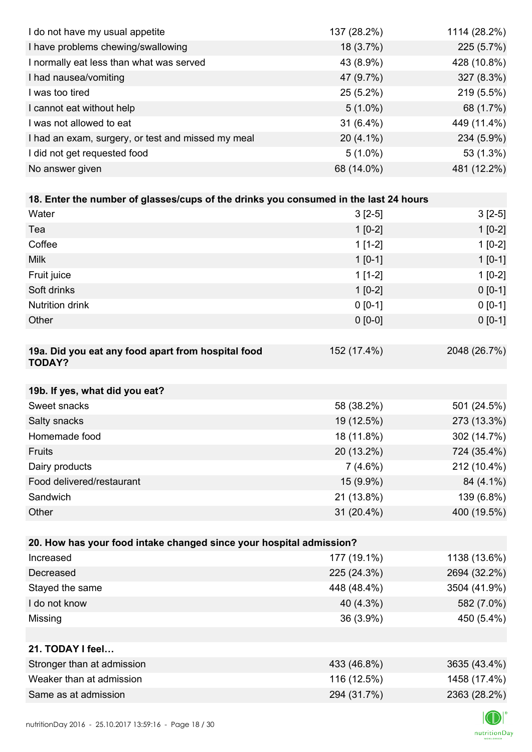| | | |
|---|---|---|
| I do not have my usual appetite | 137 (28.2%) | 1114 (28.2%) |
| I have problems chewing/swallowing | 18 (3.7%) | 225 (5.7%) |
| I normally eat less than what was served | 43 (8.9%) | 428 (10.8%) |
| I had nausea/vomiting | 47 (9.7%) | 327 (8.3%) |
| I was too tired | 25 (5.2%) | 219 (5.5%) |
| I cannot eat without help | 5 (1.0%) | 68 (1.7%) |
| I was not allowed to eat | 31 (6.4%) | 449 (11.4%) |
| I had an exam, surgery, or test and missed my meal | 20 (4.1%) | 234 (5.9%) |
| I did not get requested food | 5 (1.0%) | 53 (1.3%) |
| No answer given | 68 (14.0%) | 481 (12.2%) |

| **18. Enter the number of glasses/cups of the drinks you consumed in the last 24 hours** | | |
|---|---|---|
| Water | 3 [2-5] | 3 [2-5] |
| Tea | 1 [0-2] | 1 [0-2] |
| Coffee | 1 [1-2] | 1 [0-2] |
| Milk | 1 [0-1] | 1 [0-1] |
| Fruit juice | 1 [1-2] | 1 [0-2] |
| Soft drinks | 1 [0-2] | 0 [0-1] |
| Nutrition drink | 0 [0-1] | 0 [0-1] |
| Other | 0 [0-0] | 0 [0-1] |

| **19a. Did you eat any food apart from hospital food TODAY?** | 152 (17.4%) | 2048 (26.7%) |
|---|---|---|

| **19b. If yes, what did you eat?** | | |
|---|---|---|
| Sweet snacks | 58 (38.2%) | 501 (24.5%) |
| Salty snacks | 19 (12.5%) | 273 (13.3%) |
| Homemade food | 18 (11.8%) | 302 (14.7%) |
| Fruits | 20 (13.2%) | 724 (35.4%) |
| Dairy products | 7 (4.6%) | 212 (10.4%) |
| Food delivered/restaurant | 15 (9.9%) | 84 (4.1%) |
| Sandwich | 21 (13.8%) | 139 (6.8%) |
| Other | 31 (20.4%) | 400 (19.5%) |

| **20. How has your food intake changed since your hospital admission?** | | |
|---|---|---|
| Increased | 177 (19.1%) | 1138 (13.6%) |
| Decreased | 225 (24.3%) | 2694 (32.2%) |
| Stayed the same | 448 (48.4%) | 3504 (41.9%) |
| I do not know | 40 (4.3%) | 582 (7.0%) |
| Missing | 36 (3.9%) | 450 (5.4%) |

| **21. TODAY I feel…** | | |
|---|---|---|
| Stronger than at admission | 433 (46.8%) | 3635 (43.4%) |
| Weaker than at admission | 116 (12.5%) | 1458 (17.4%) |
| Same as at admission | 294 (31.7%) | 2363 (28.2%) |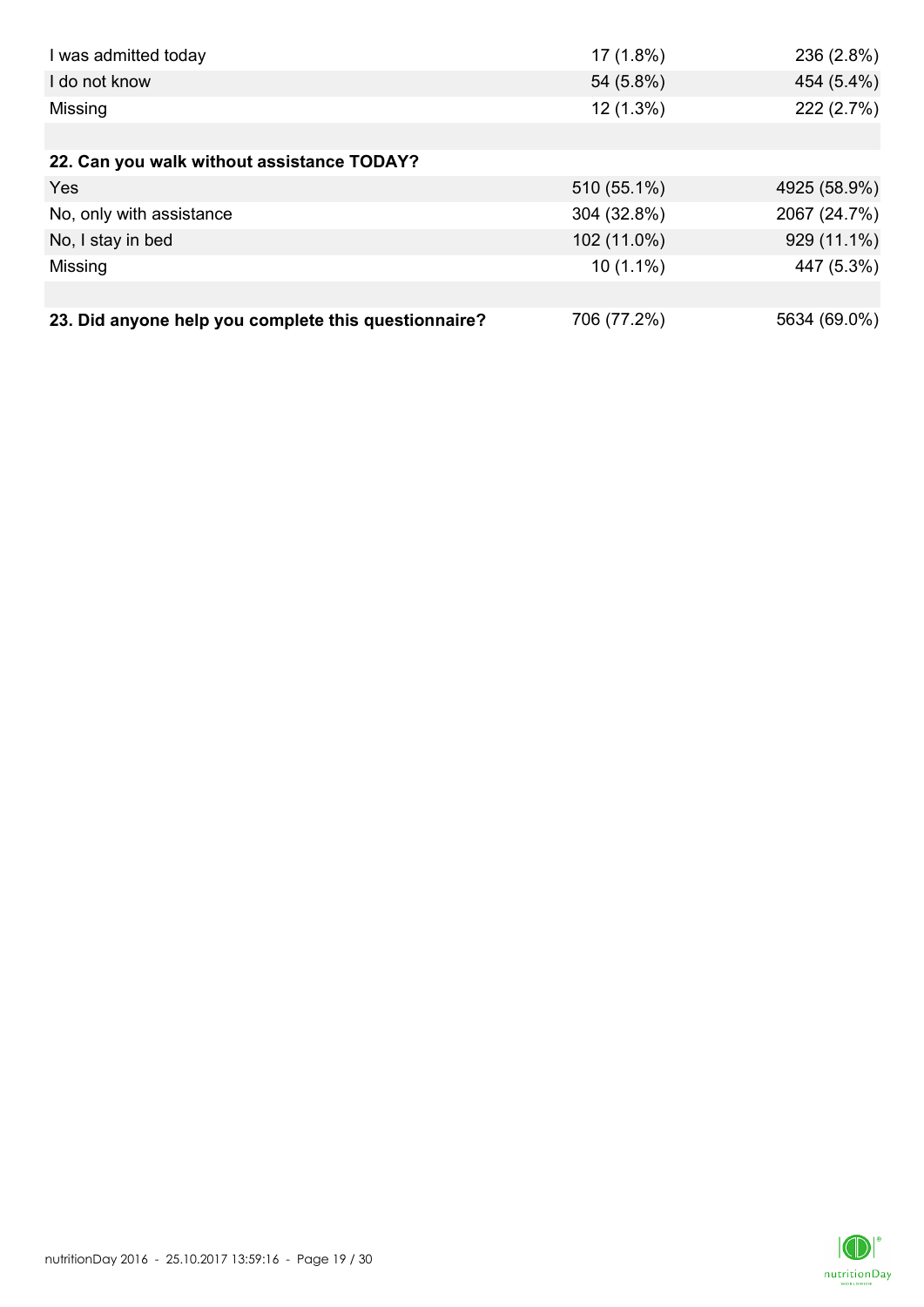| | | |
|---|---|---|
| I was admitted today | 17 (1.8%) | 236 (2.8%) |
| I do not know | 54 (5.8%) | 454 (5.4%) |
| Missing | 12 (1.3%) | 222 (2.7%) |
| | | |
| **22. Can you walk without assistance TODAY?** | | |
| Yes | 510 (55.1%) | 4925 (58.9%) |
| No, only with assistance | 304 (32.8%) | 2067 (24.7%) |
| No, I stay in bed | 102 (11.0%) | 929 (11.1%) |
| Missing | 10 (1.1%) | 447 (5.3%) |
| | | |
| **23. Did anyone help you complete this questionnaire?** | 706 (77.2%) | 5634 (69.0%) |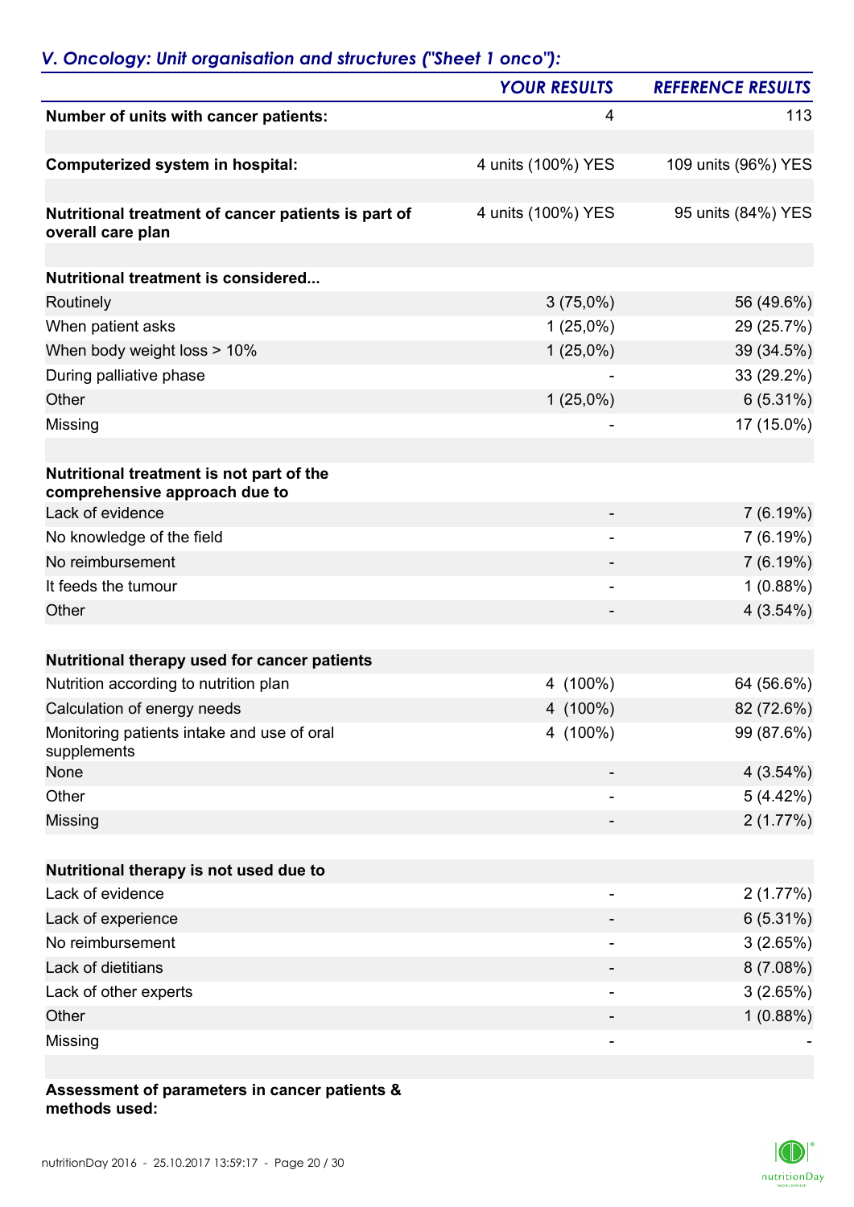## *V. Oncology: Unit organisation and structures ("Sheet 1 onco"):*

| | *YOUR RESULTS* | *REFERENCE RESULTS* |
|---|---|---|
| **Number of units with cancer patients:** | 4 | 113 |
| | | |
| **Computerized system in hospital:** | 4 units (100%) YES | 109 units (96%) YES |
| | | |
| **Nutritional treatment of cancer patients is part of overall care plan** | 4 units (100%) YES | 95 units (84%) YES |
| | | |
| **Nutritional treatment is considered...** | | |
| Routinely | 3 (75,0%) | 56 (49.6%) |
| When patient asks | 1 (25,0%) | 29 (25.7%) |
| When body weight loss > 10% | 1 (25,0%) | 39 (34.5%) |
| During palliative phase | - | 33 (29.2%) |
| Other | 1 (25,0%) | 6 (5.31%) |
| Missing | - | 17 (15.0%) |
| | | |
| **Nutritional treatment is not part of the comprehensive approach due to** | | |
| Lack of evidence | - | 7 (6.19%) |
| No knowledge of the field | - | 7 (6.19%) |
| No reimbursement | - | 7 (6.19%) |
| It feeds the tumour | - | 1 (0.88%) |
| Other | - | 4 (3.54%) |
| | | |
| **Nutritional therapy used for cancer patients** | | |
| Nutrition according to nutrition plan | 4 (100%) | 64 (56.6%) |
| Calculation of energy needs | 4 (100%) | 82 (72.6%) |
| Monitoring patients intake and use of oral supplements | 4 (100%) | 99 (87.6%) |
| None | - | 4 (3.54%) |
| Other | - | 5 (4.42%) |
| Missing | - | 2 (1.77%) |
| | | |
| **Nutritional therapy is not used due to** | | |
| Lack of evidence | - | 2 (1.77%) |
| Lack of experience | - | 6 (5.31%) |
| No reimbursement | - | 3 (2.65%) |
| Lack of dietitians | - | 8 (7.08%) |
| Lack of other experts | - | 3 (2.65%) |
| Other | - | 1 (0.88%) |
| Missing | - | - |

**Assessment of parameters in cancer patients & methods used:**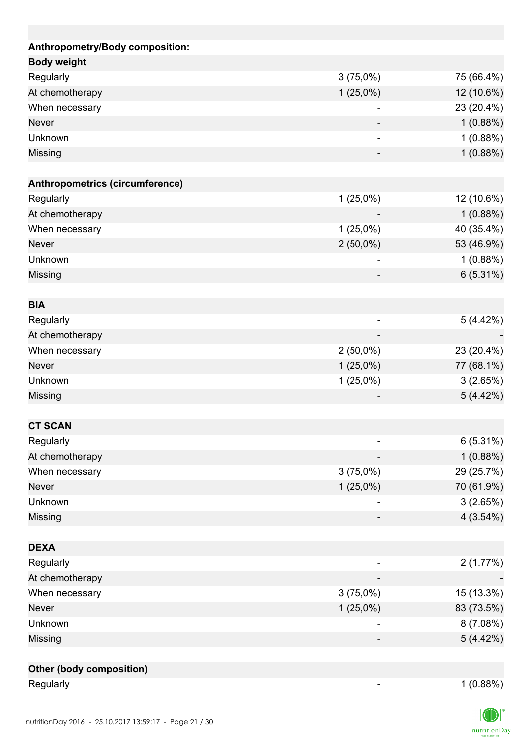| Anthropometry/Body composition: | | |
|---|---|---|
| **Body weight** | | |
| Regularly | 3 (75,0%) | 75 (66.4%) |
| At chemotherapy | 1 (25,0%) | 12 (10.6%) |
| When necessary | - | 23 (20.4%) |
| Never | - | 1 (0.88%) |
| Unknown | - | 1 (0.88%) |
| Missing | - | 1 (0.88%) |
| | | |
| **Anthropometrics (circumference)** | | |
| Regularly | 1 (25,0%) | 12 (10.6%) |
| At chemotherapy | - | 1 (0.88%) |
| When necessary | 1 (25,0%) | 40 (35.4%) |
| Never | 2 (50,0%) | 53 (46.9%) |
| Unknown | - | 1 (0.88%) |
| Missing | - | 6 (5.31%) |
| | | |
| **BIA** | | |
| Regularly | - | 5 (4.42%) |
| At chemotherapy | - | - |
| When necessary | 2 (50,0%) | 23 (20.4%) |
| Never | 1 (25,0%) | 77 (68.1%) |
| Unknown | 1 (25,0%) | 3 (2.65%) |
| Missing | - | 5 (4.42%) |
| | | |
| **CT SCAN** | | |
| Regularly | - | 6 (5.31%) |
| At chemotherapy | - | 1 (0.88%) |
| When necessary | 3 (75,0%) | 29 (25.7%) |
| Never | 1 (25,0%) | 70 (61.9%) |
| Unknown | - | 3 (2.65%) |
| Missing | - | 4 (3.54%) |
| | | |
| **DEXA** | | |
| Regularly | - | 2 (1.77%) |
| At chemotherapy | - | - |
| When necessary | 3 (75,0%) | 15 (13.3%) |
| Never | 1 (25,0%) | 83 (73.5%) |
| Unknown | - | 8 (7.08%) |
| Missing | - | 5 (4.42%) |
| | | |
| **Other (body composition)** | | |
| Regularly | - | 1 (0.88%) |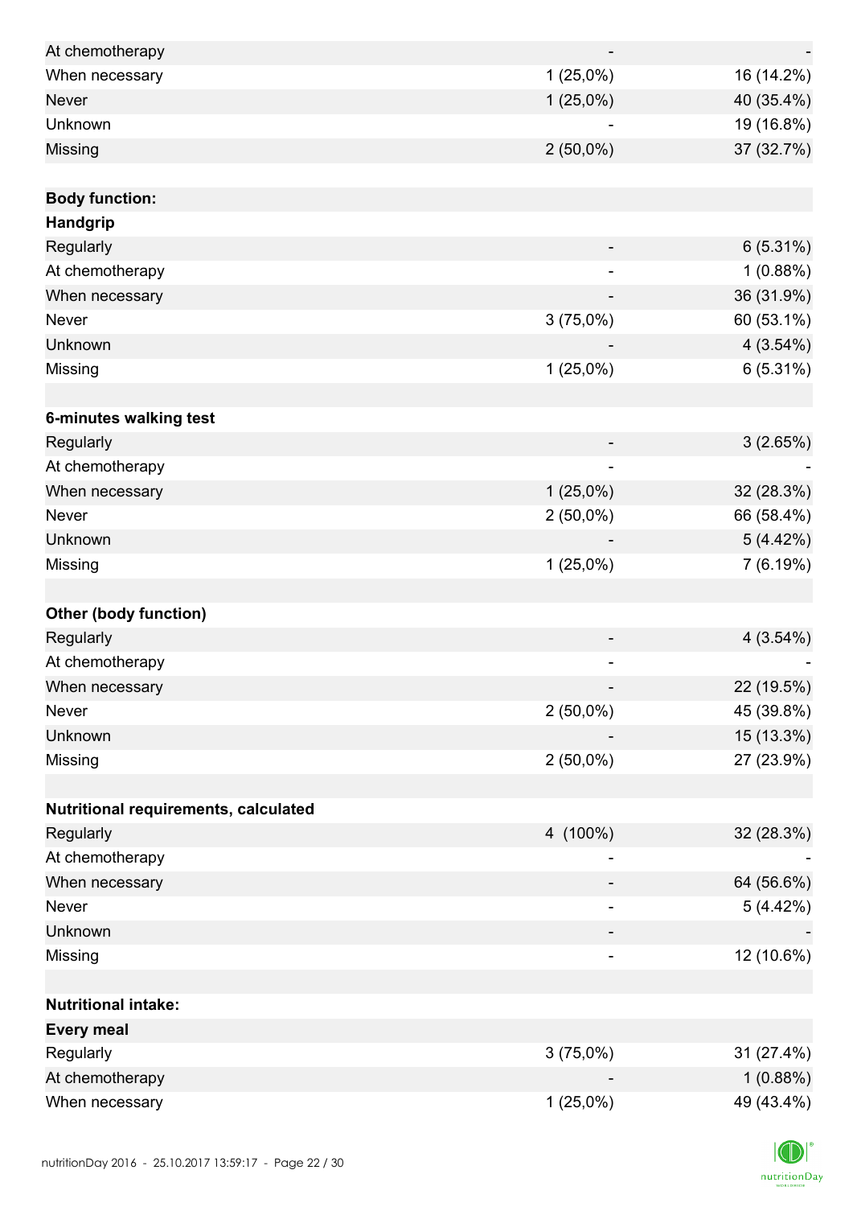| | | |
|---|---|---|
| At chemotherapy | - | - |
| When necessary | 1 (25,0%) | 16 (14.2%) |
| Never | 1 (25,0%) | 40 (35.4%) |
| Unknown | - | 19 (16.8%) |
| Missing | 2 (50,0%) | 37 (32.7%) |
| | | |
| **Body function:** | | |
| **Handgrip** | | |
| Regularly | - | 6 (5.31%) |
| At chemotherapy | - | 1 (0.88%) |
| When necessary | - | 36 (31.9%) |
| Never | 3 (75,0%) | 60 (53.1%) |
| Unknown | - | 4 (3.54%) |
| Missing | 1 (25,0%) | 6 (5.31%) |
| | | |
| **6-minutes walking test** | | |
| Regularly | - | 3 (2.65%) |
| At chemotherapy | - | - |
| When necessary | 1 (25,0%) | 32 (28.3%) |
| Never | 2 (50,0%) | 66 (58.4%) |
| Unknown | - | 5 (4.42%) |
| Missing | 1 (25,0%) | 7 (6.19%) |
| | | |
| **Other (body function)** | | |
| Regularly | - | 4 (3.54%) |
| At chemotherapy | - | - |
| When necessary | - | 22 (19.5%) |
| Never | 2 (50,0%) | 45 (39.8%) |
| Unknown | - | 15 (13.3%) |
| Missing | 2 (50,0%) | 27 (23.9%) |
| | | |
| **Nutritional requirements, calculated** | | |
| Regularly | 4 (100%) | 32 (28.3%) |
| At chemotherapy | - | - |
| When necessary | - | 64 (56.6%) |
| Never | - | 5 (4.42%) |
| Unknown | - | - |
| Missing | - | 12 (10.6%) |
| | | |
| **Nutritional intake:** | | |
| **Every meal** | | |
| Regularly | 3 (75,0%) | 31 (27.4%) |
| At chemotherapy | - | 1 (0.88%) |
| When necessary | 1 (25,0%) | 49 (43.4%) |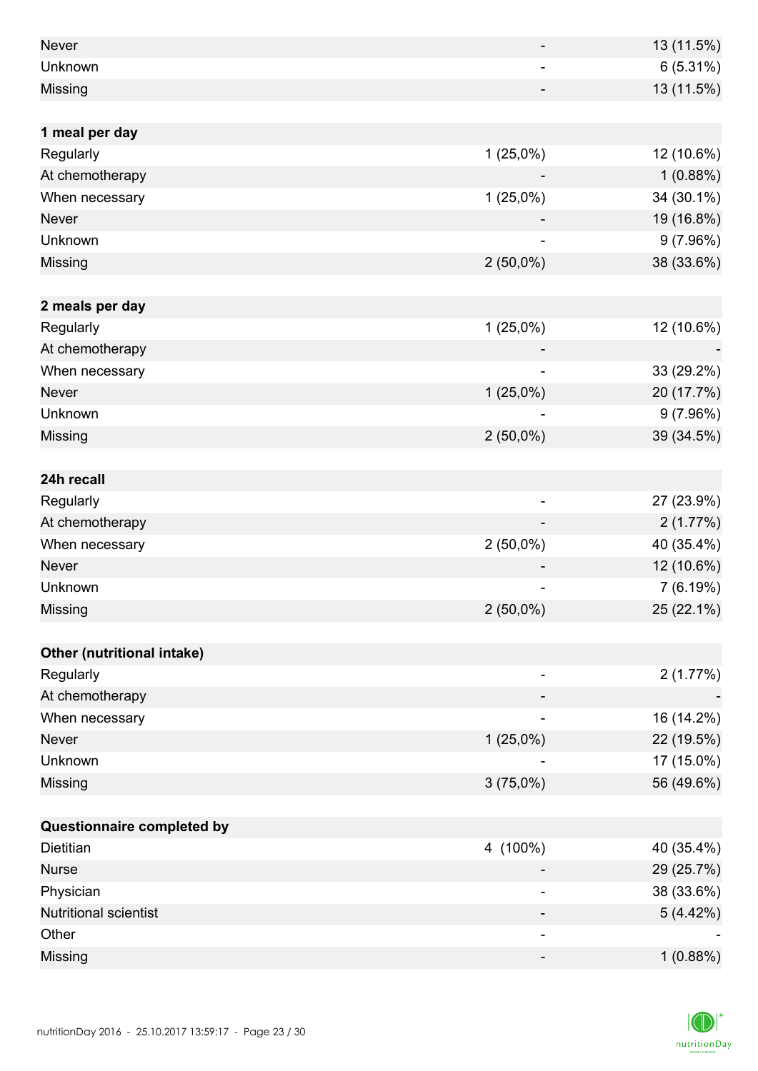| | | |
|---|---|---|
| Never | - | 13 (11.5%) |
| Unknown | - | 6 (5.31%) |
| Missing | - | 13 (11.5%) |
| | | |
| **1 meal per day** | | |
| Regularly | 1 (25,0%) | 12 (10.6%) |
| At chemotherapy | - | 1 (0.88%) |
| When necessary | 1 (25,0%) | 34 (30.1%) |
| Never | - | 19 (16.8%) |
| Unknown | - | 9 (7.96%) |
| Missing | 2 (50,0%) | 38 (33.6%) |
| | | |
| **2 meals per day** | | |
| Regularly | 1 (25,0%) | 12 (10.6%) |
| At chemotherapy | - | - |
| When necessary | - | 33 (29.2%) |
| Never | 1 (25,0%) | 20 (17.7%) |
| Unknown | - | 9 (7.96%) |
| Missing | 2 (50,0%) | 39 (34.5%) |
| | | |
| **24h recall** | | |
| Regularly | - | 27 (23.9%) |
| At chemotherapy | - | 2 (1.77%) |
| When necessary | 2 (50,0%) | 40 (35.4%) |
| Never | - | 12 (10.6%) |
| Unknown | - | 7 (6.19%) |
| Missing | 2 (50,0%) | 25 (22.1%) |
| | | |
| **Other (nutritional intake)** | | |
| Regularly | - | 2 (1.77%) |
| At chemotherapy | - | - |
| When necessary | - | 16 (14.2%) |
| Never | 1 (25,0%) | 22 (19.5%) |
| Unknown | - | 17 (15.0%) |
| Missing | 3 (75,0%) | 56 (49.6%) |
| | | |
| **Questionnaire completed by** | | |
| Dietitian | 4 (100%) | 40 (35.4%) |
| Nurse | - | 29 (25.7%) |
| Physician | - | 38 (33.6%) |
| Nutritional scientist | - | 5 (4.42%) |
| Other | - | - |
| Missing | - | 1 (0.88%) |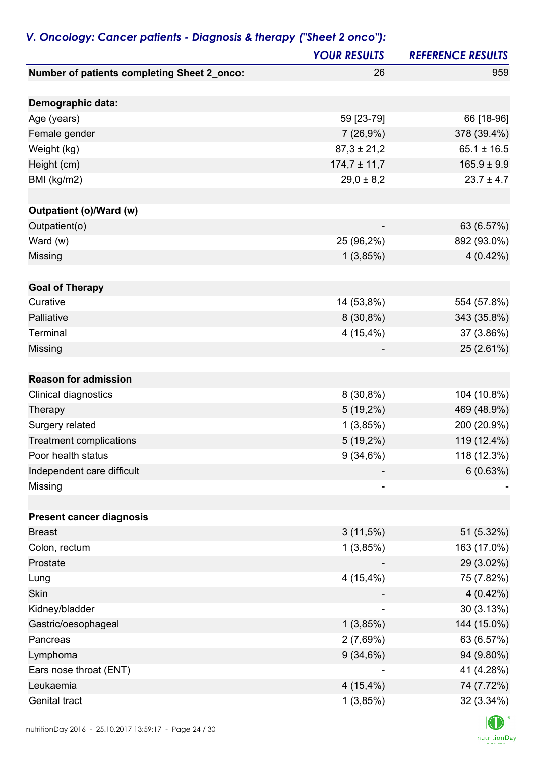## *V. Oncology: Cancer patients - Diagnosis & therapy ("Sheet 2 onco"):*

| | *YOUR RESULTS* | *REFERENCE RESULTS* |
|---|---|---|
| **Number of patients completing Sheet 2_onco:** | 26 | 959 |
| | | |
| **Demographic data:** | | |
| Age (years) | 59 [23-79] | 66 [18-96] |
| Female gender | 7 (26,9%) | 378 (39.4%) |
| Weight (kg) | 87,3 ± 21,2 | 65.1 ± 16.5 |
| Height (cm) | 174,7 ± 11,7 | 165.9 ± 9.9 |
| BMI (kg/m2) | 29,0 ± 8,2 | 23.7 ± 4.7 |
| | | |
| **Outpatient (o)/Ward (w)** | | |
| Outpatient(o) | - | 63 (6.57%) |
| Ward (w) | 25 (96,2%) | 892 (93.0%) |
| Missing | 1 (3,85%) | 4 (0.42%) |
| | | |
| **Goal of Therapy** | | |
| Curative | 14 (53,8%) | 554 (57.8%) |
| Palliative | 8 (30,8%) | 343 (35.8%) |
| Terminal | 4 (15,4%) | 37 (3.86%) |
| Missing | - | 25 (2.61%) |
| | | |
| **Reason for admission** | | |
| Clinical diagnostics | 8 (30,8%) | 104 (10.8%) |
| Therapy | 5 (19,2%) | 469 (48.9%) |
| Surgery related | 1 (3,85%) | 200 (20.9%) |
| Treatment complications | 5 (19,2%) | 119 (12.4%) |
| Poor health status | 9 (34,6%) | 118 (12.3%) |
| Independent care difficult | - | 6 (0.63%) |
| Missing | - | - |
| | | |
| **Present cancer diagnosis** | | |
| Breast | 3 (11,5%) | 51 (5.32%) |
| Colon, rectum | 1 (3,85%) | 163 (17.0%) |
| Prostate | - | 29 (3.02%) |
| Lung | 4 (15,4%) | 75 (7.82%) |
| Skin | - | 4 (0.42%) |
| Kidney/bladder | - | 30 (3.13%) |
| Gastric/oesophageal | 1 (3,85%) | 144 (15.0%) |
| Pancreas | 2 (7,69%) | 63 (6.57%) |
| Lymphoma | 9 (34,6%) | 94 (9.80%) |
| Ears nose throat (ENT) | - | 41 (4.28%) |
| Leukaemia | 4 (15,4%) | 74 (7.72%) |
| Genital tract | 1 (3,85%) | 32 (3.34%) |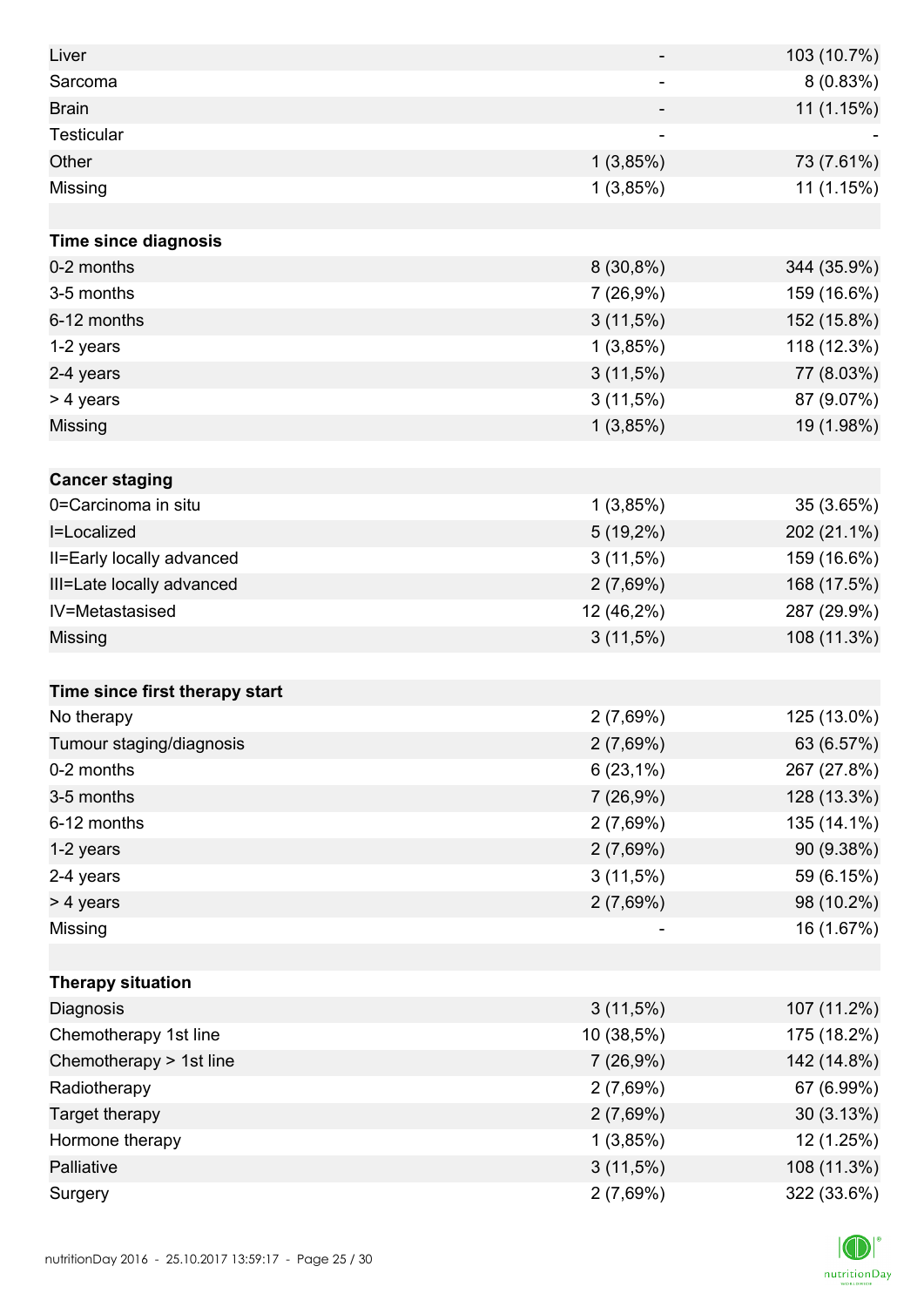| | | |
|---|---|---|
| Liver | - | 103 (10.7%) |
| Sarcoma | - | 8 (0.83%) |
| Brain | - | 11 (1.15%) |
| Testicular | - | - |
| Other | 1 (3,85%) | 73 (7.61%) |
| Missing | 1 (3,85%) | 11 (1.15%) |
| | | |
| **Time since diagnosis** | | |
| 0-2 months | 8 (30,8%) | 344 (35.9%) |
| 3-5 months | 7 (26,9%) | 159 (16.6%) |
| 6-12 months | 3 (11,5%) | 152 (15.8%) |
| 1-2 years | 1 (3,85%) | 118 (12.3%) |
| 2-4 years | 3 (11,5%) | 77 (8.03%) |
| > 4 years | 3 (11,5%) | 87 (9.07%) |
| Missing | 1 (3,85%) | 19 (1.98%) |
| | | |
| **Cancer staging** | | |
| 0=Carcinoma in situ | 1 (3,85%) | 35 (3.65%) |
| I=Localized | 5 (19,2%) | 202 (21.1%) |
| II=Early locally advanced | 3 (11,5%) | 159 (16.6%) |
| III=Late locally advanced | 2 (7,69%) | 168 (17.5%) |
| IV=Metastasised | 12 (46,2%) | 287 (29.9%) |
| Missing | 3 (11,5%) | 108 (11.3%) |
| | | |
| **Time since first therapy start** | | |
| No therapy | 2 (7,69%) | 125 (13.0%) |
| Tumour staging/diagnosis | 2 (7,69%) | 63 (6.57%) |
| 0-2 months | 6 (23,1%) | 267 (27.8%) |
| 3-5 months | 7 (26,9%) | 128 (13.3%) |
| 6-12 months | 2 (7,69%) | 135 (14.1%) |
| 1-2 years | 2 (7,69%) | 90 (9.38%) |
| 2-4 years | 3 (11,5%) | 59 (6.15%) |
| > 4 years | 2 (7,69%) | 98 (10.2%) |
| Missing | - | 16 (1.67%) |
| | | |
| **Therapy situation** | | |
| Diagnosis | 3 (11,5%) | 107 (11.2%) |
| Chemotherapy 1st line | 10 (38,5%) | 175 (18.2%) |
| Chemotherapy > 1st line | 7 (26,9%) | 142 (14.8%) |
| Radiotherapy | 2 (7,69%) | 67 (6.99%) |
| Target therapy | 2 (7,69%) | 30 (3.13%) |
| Hormone therapy | 1 (3,85%) | 12 (1.25%) |
| Palliative | 3 (11,5%) | 108 (11.3%) |
| Surgery | 2 (7,69%) | 322 (33.6%) |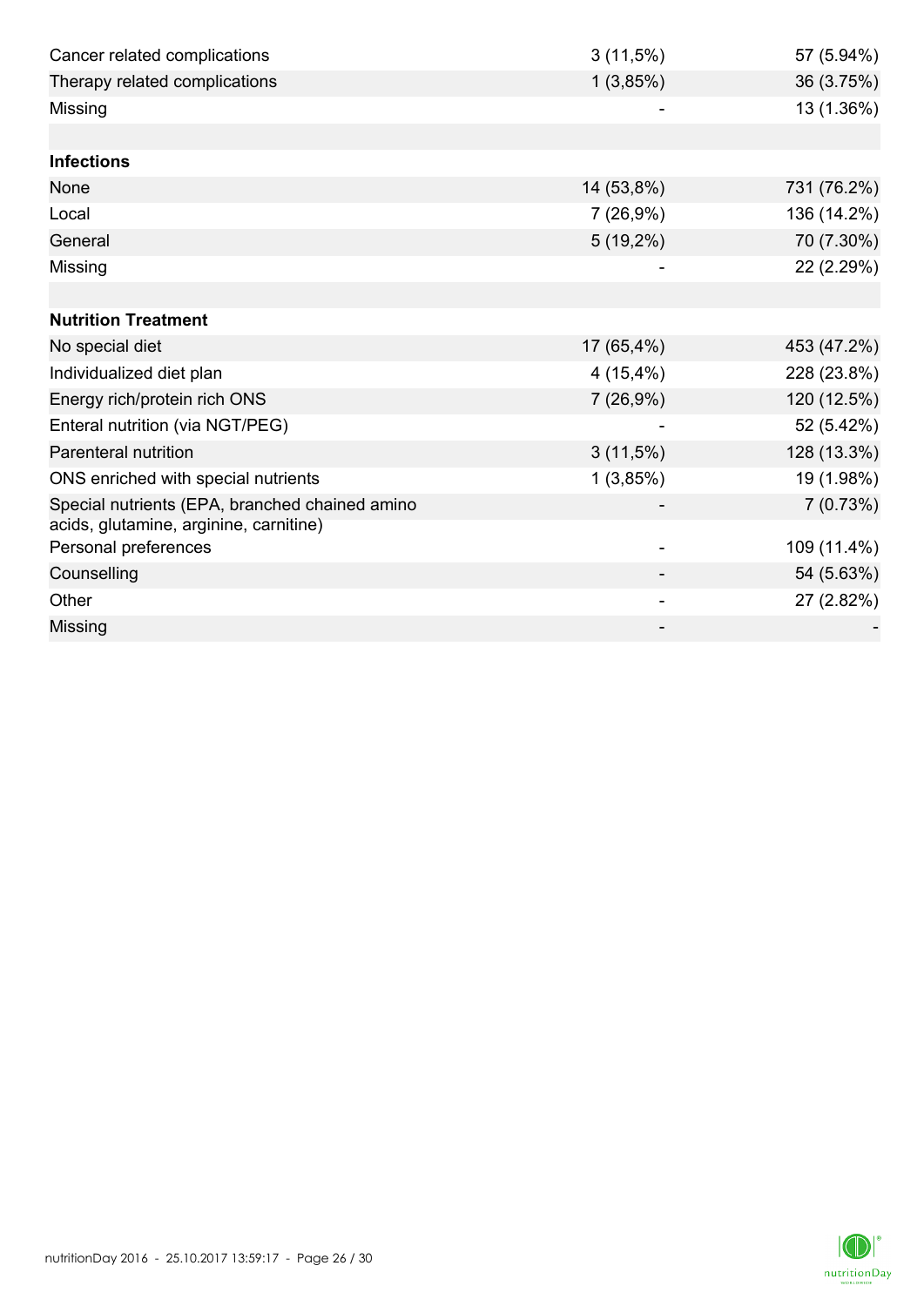| | | |
|---|---|---|
| Cancer related complications | 3 (11,5%) | 57 (5.94%) |
| Therapy related complications | 1 (3,85%) | 36 (3.75%) |
| Missing | - | 13 (1.36%) |
| | | |
| **Infections** | | |
| None | 14 (53,8%) | 731 (76.2%) |
| Local | 7 (26,9%) | 136 (14.2%) |
| General | 5 (19,2%) | 70 (7.30%) |
| Missing | - | 22 (2.29%) |
| | | |
| **Nutrition Treatment** | | |
| No special diet | 17 (65,4%) | 453 (47.2%) |
| Individualized diet plan | 4 (15,4%) | 228 (23.8%) |
| Energy rich/protein rich ONS | 7 (26,9%) | 120 (12.5%) |
| Enteral nutrition (via NGT/PEG) | - | 52 (5.42%) |
| Parenteral nutrition | 3 (11,5%) | 128 (13.3%) |
| ONS enriched with special nutrients | 1 (3,85%) | 19 (1.98%) |
| Special nutrients (EPA, branched chained amino acids, glutamine, arginine, carnitine) | - | 7 (0.73%) |
| Personal preferences | - | 109 (11.4%) |
| Counselling | - | 54 (5.63%) |
| Other | - | 27 (2.82%) |
| Missing | - | - |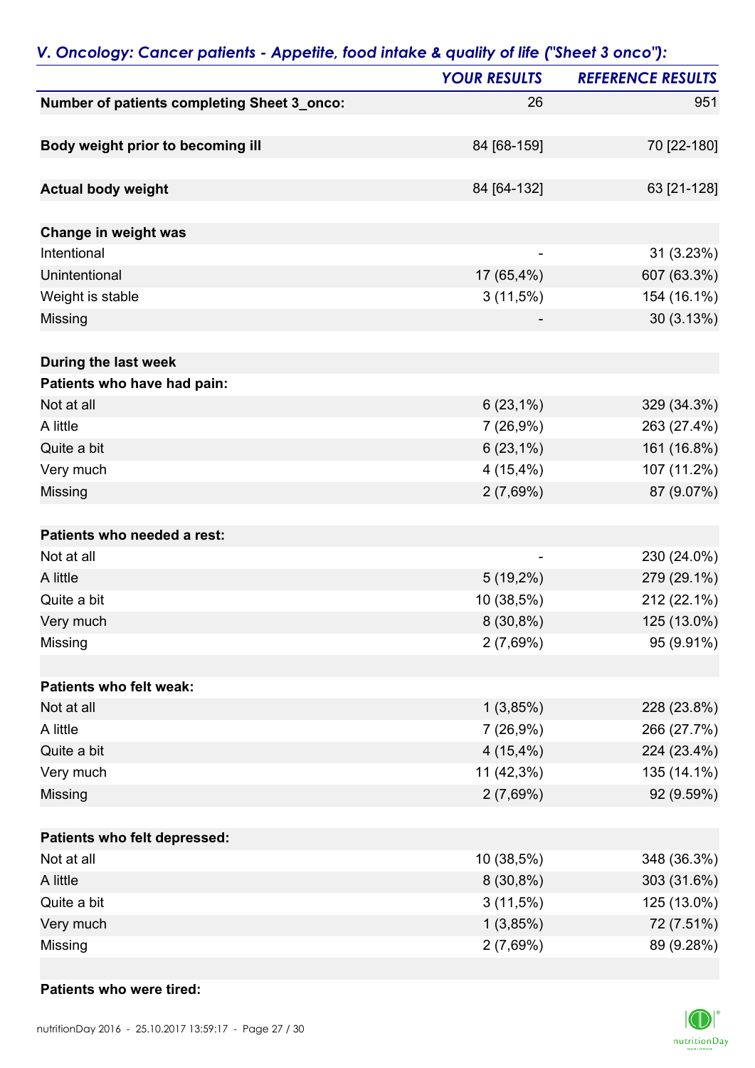## *V. Oncology: Cancer patients - Appetite, food intake & quality of life ("Sheet 3 onco"):*

| | *YOUR RESULTS* | *REFERENCE RESULTS* |
|---|---|---|
| **Number of patients completing Sheet 3_onco:** | 26 | 951 |
| | | |
| **Body weight prior to becoming ill** | 84 [68-159] | 70 [22-180] |
| | | |
| **Actual body weight** | 84 [64-132] | 63 [21-128] |
| | | |
| **Change in weight was** | | |
| Intentional | - | 31 (3.23%) |
| Unintentional | 17 (65,4%) | 607 (63.3%) |
| Weight is stable | 3 (11,5%) | 154 (16.1%) |
| Missing | - | 30 (3.13%) |
| | | |
| **During the last week** | | |
| **Patients who have had pain:** | | |
| Not at all | 6 (23,1%) | 329 (34.3%) |
| A little | 7 (26,9%) | 263 (27.4%) |
| Quite a bit | 6 (23,1%) | 161 (16.8%) |
| Very much | 4 (15,4%) | 107 (11.2%) |
| Missing | 2 (7,69%) | 87 (9.07%) |
| | | |
| **Patients who needed a rest:** | | |
| Not at all | - | 230 (24.0%) |
| A little | 5 (19,2%) | 279 (29.1%) |
| Quite a bit | 10 (38,5%) | 212 (22.1%) |
| Very much | 8 (30,8%) | 125 (13.0%) |
| Missing | 2 (7,69%) | 95 (9.91%) |
| | | |
| **Patients who felt weak:** | | |
| Not at all | 1 (3,85%) | 228 (23.8%) |
| A little | 7 (26,9%) | 266 (27.7%) |
| Quite a bit | 4 (15,4%) | 224 (23.4%) |
| Very much | 11 (42,3%) | 135 (14.1%) |
| Missing | 2 (7,69%) | 92 (9.59%) |
| | | |
| **Patients who felt depressed:** | | |
| Not at all | 10 (38,5%) | 348 (36.3%) |
| A little | 8 (30,8%) | 303 (31.6%) |
| Quite a bit | 3 (11,5%) | 125 (13.0%) |
| Very much | 1 (3,85%) | 72 (7.51%) |
| Missing | 2 (7,69%) | 89 (9.28%) |
| | | |
| **Patients who were tired:** | | |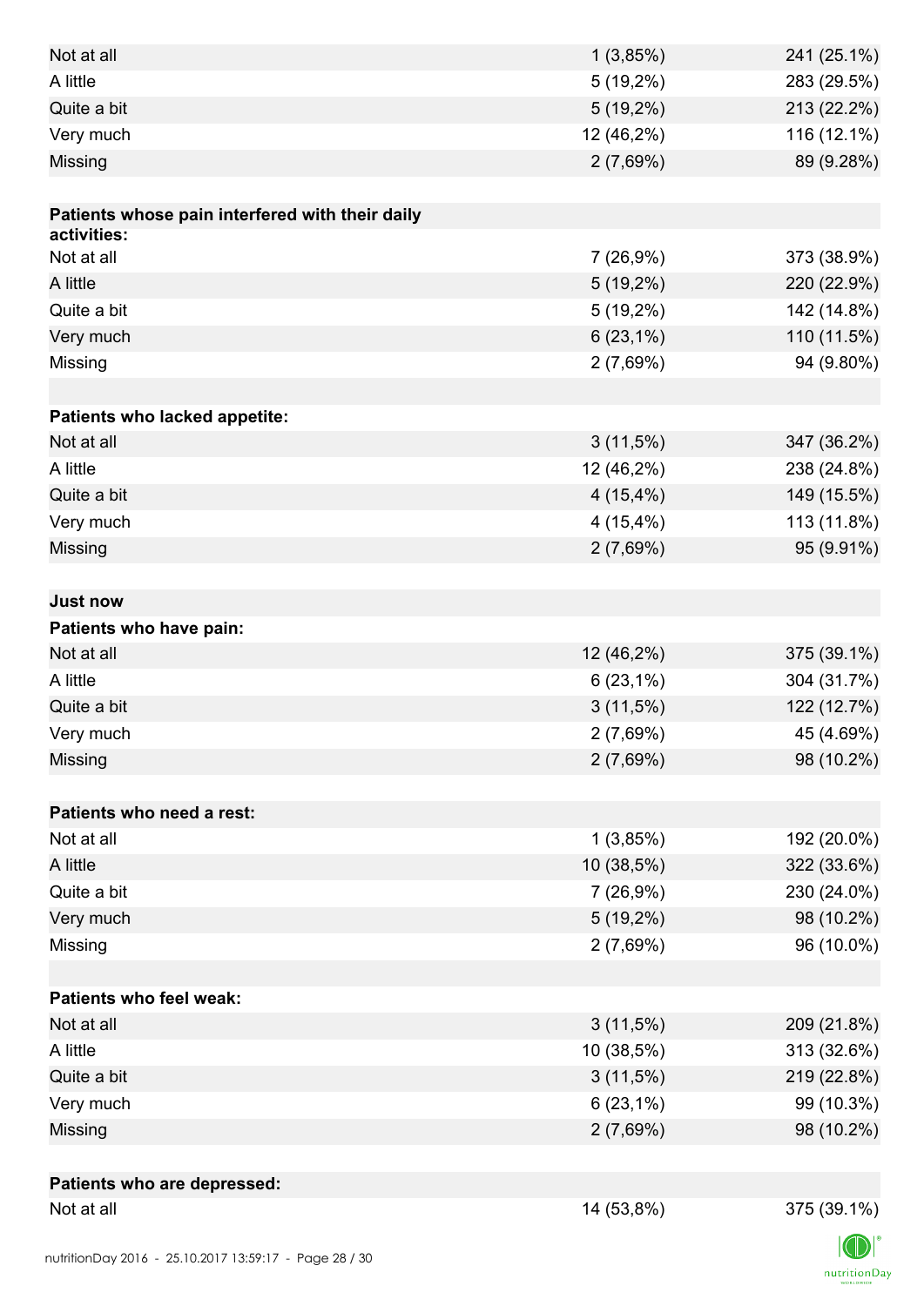| | | |
|---|---|---|
| Not at all | 1 (3,85%) | 241 (25.1%) |
| A little | 5 (19,2%) | 283 (29.5%) |
| Quite a bit | 5 (19,2%) | 213 (22.2%) |
| Very much | 12 (46,2%) | 116 (12.1%) |
| Missing | 2 (7,69%) | 89 (9.28%) |
| | | |
| **Patients whose pain interfered with their daily activities:** | | |
| Not at all | 7 (26,9%) | 373 (38.9%) |
| A little | 5 (19,2%) | 220 (22.9%) |
| Quite a bit | 5 (19,2%) | 142 (14.8%) |
| Very much | 6 (23,1%) | 110 (11.5%) |
| Missing | 2 (7,69%) | 94 (9.80%) |
| | | |
| **Patients who lacked appetite:** | | |
| Not at all | 3 (11,5%) | 347 (36.2%) |
| A little | 12 (46,2%) | 238 (24.8%) |
| Quite a bit | 4 (15,4%) | 149 (15.5%) |
| Very much | 4 (15,4%) | 113 (11.8%) |
| Missing | 2 (7,69%) | 95 (9.91%) |
| | | |
| **Just now** | | |
| **Patients who have pain:** | | |
| Not at all | 12 (46,2%) | 375 (39.1%) |
| A little | 6 (23,1%) | 304 (31.7%) |
| Quite a bit | 3 (11,5%) | 122 (12.7%) |
| Very much | 2 (7,69%) | 45 (4.69%) |
| Missing | 2 (7,69%) | 98 (10.2%) |
| | | |
| **Patients who need a rest:** | | |
| Not at all | 1 (3,85%) | 192 (20.0%) |
| A little | 10 (38,5%) | 322 (33.6%) |
| Quite a bit | 7 (26,9%) | 230 (24.0%) |
| Very much | 5 (19,2%) | 98 (10.2%) |
| Missing | 2 (7,69%) | 96 (10.0%) |
| | | |
| **Patients who feel weak:** | | |
| Not at all | 3 (11,5%) | 209 (21.8%) |
| A little | 10 (38,5%) | 313 (32.6%) |
| Quite a bit | 3 (11,5%) | 219 (22.8%) |
| Very much | 6 (23,1%) | 99 (10.3%) |
| Missing | 2 (7,69%) | 98 (10.2%) |
| | | |
| **Patients who are depressed:** | | |
| Not at all | 14 (53,8%) | 375 (39.1%) |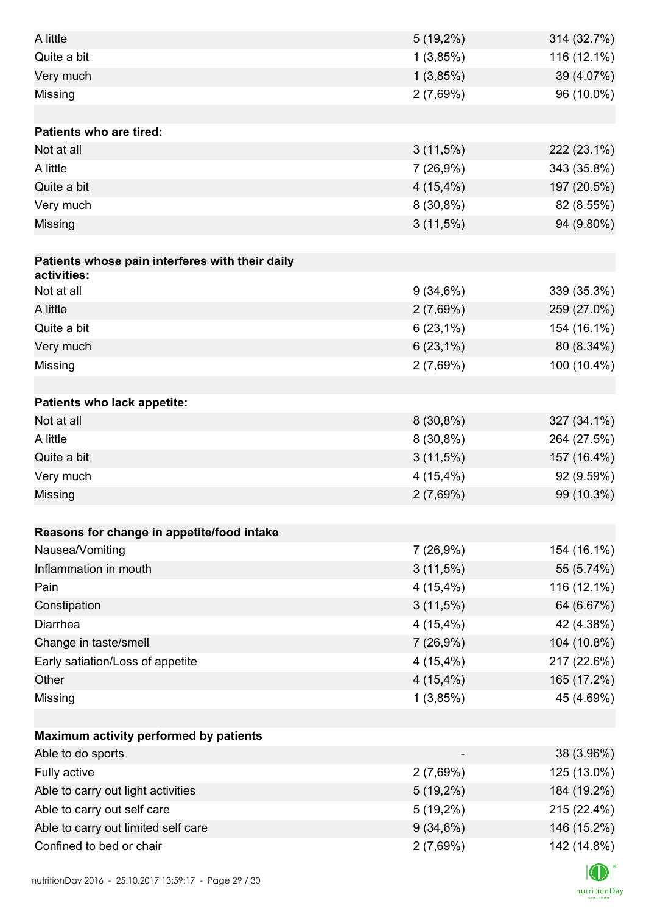| | | |
|---|---|---|
| A little | 5 (19,2%) | 314 (32.7%) |
| Quite a bit | 1 (3,85%) | 116 (12.1%) |
| Very much | 1 (3,85%) | 39 (4.07%) |
| Missing | 2 (7,69%) | 96 (10.0%) |
| | | |
| **Patients who are tired:** | | |
| Not at all | 3 (11,5%) | 222 (23.1%) |
| A little | 7 (26,9%) | 343 (35.8%) |
| Quite a bit | 4 (15,4%) | 197 (20.5%) |
| Very much | 8 (30,8%) | 82 (8.55%) |
| Missing | 3 (11,5%) | 94 (9.80%) |
| | | |
| **Patients whose pain interferes with their daily activities:** | | |
| Not at all | 9 (34,6%) | 339 (35.3%) |
| A little | 2 (7,69%) | 259 (27.0%) |
| Quite a bit | 6 (23,1%) | 154 (16.1%) |
| Very much | 6 (23,1%) | 80 (8.34%) |
| Missing | 2 (7,69%) | 100 (10.4%) |
| | | |
| **Patients who lack appetite:** | | |
| Not at all | 8 (30,8%) | 327 (34.1%) |
| A little | 8 (30,8%) | 264 (27.5%) |
| Quite a bit | 3 (11,5%) | 157 (16.4%) |
| Very much | 4 (15,4%) | 92 (9.59%) |
| Missing | 2 (7,69%) | 99 (10.3%) |
| | | |
| **Reasons for change in appetite/food intake** | | |
| Nausea/Vomiting | 7 (26,9%) | 154 (16.1%) |
| Inflammation in mouth | 3 (11,5%) | 55 (5.74%) |
| Pain | 4 (15,4%) | 116 (12.1%) |
| Constipation | 3 (11,5%) | 64 (6.67%) |
| Diarrhea | 4 (15,4%) | 42 (4.38%) |
| Change in taste/smell | 7 (26,9%) | 104 (10.8%) |
| Early satiation/Loss of appetite | 4 (15,4%) | 217 (22.6%) |
| Other | 4 (15,4%) | 165 (17.2%) |
| Missing | 1 (3,85%) | 45 (4.69%) |
| | | |
| **Maximum activity performed by patients** | | |
| Able to do sports | - | 38 (3.96%) |
| Fully active | 2 (7,69%) | 125 (13.0%) |
| Able to carry out light activities | 5 (19,2%) | 184 (19.2%) |
| Able to carry out self care | 5 (19,2%) | 215 (22.4%) |
| Able to carry out limited self care | 9 (34,6%) | 146 (15.2%) |
| Confined to bed or chair | 2 (7,69%) | 142 (14.8%) |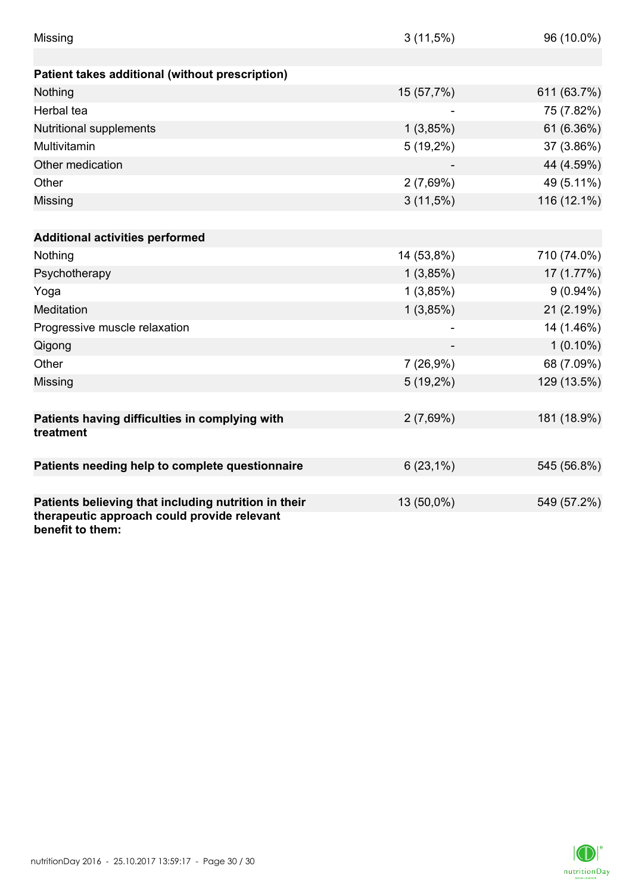| | | |
|---|---|---|
| Missing | 3 (11,5%) | 96 (10.0%) |
| | | |
| **Patient takes additional (without prescription)** | | |
| Nothing | 15 (57,7%) | 611 (63.7%) |
| Herbal tea | - | 75 (7.82%) |
| Nutritional supplements | 1 (3,85%) | 61 (6.36%) |
| Multivitamin | 5 (19,2%) | 37 (3.86%) |
| Other medication | - | 44 (4.59%) |
| Other | 2 (7,69%) | 49 (5.11%) |
| Missing | 3 (11,5%) | 116 (12.1%) |
| | | |
| **Additional activities performed** | | |
| Nothing | 14 (53,8%) | 710 (74.0%) |
| Psychotherapy | 1 (3,85%) | 17 (1.77%) |
| Yoga | 1 (3,85%) | 9 (0.94%) |
| Meditation | 1 (3,85%) | 21 (2.19%) |
| Progressive muscle relaxation | - | 14 (1.46%) |
| Qigong | - | 1 (0.10%) |
| Other | 7 (26,9%) | 68 (7.09%) |
| Missing | 5 (19,2%) | 129 (13.5%) |
| | | |
| **Patients having difficulties in complying with treatment** | 2 (7,69%) | 181 (18.9%) |
| | | |
| **Patients needing help to complete questionnaire** | 6 (23,1%) | 545 (56.8%) |
| | | |
| **Patients believing that including nutrition in their therapeutic approach could provide relevant benefit to them:** | 13 (50,0%) | 549 (57.2%) |